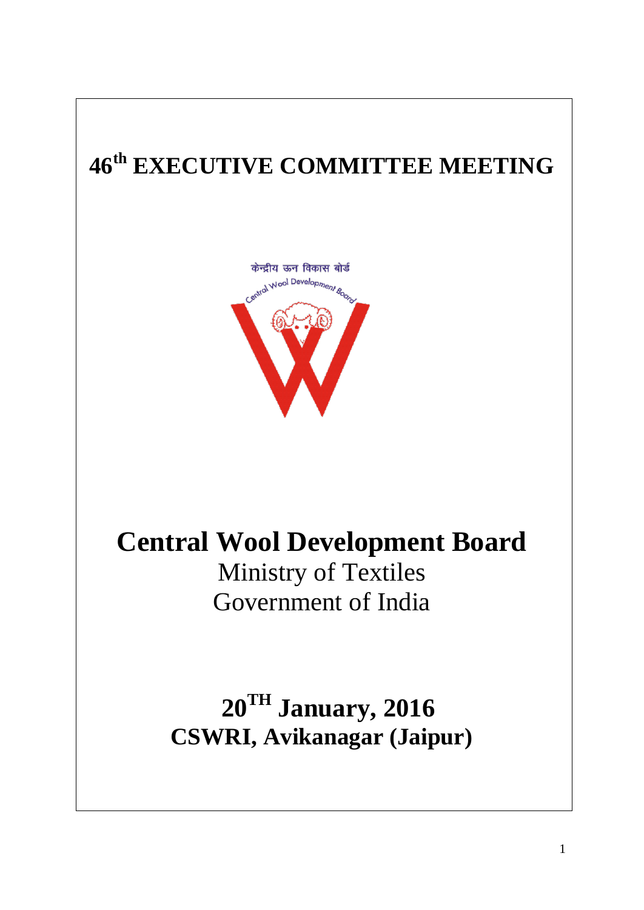# 46th EXECUTIVE COMMITTEE MEETING

केन्द्रीय ऊन विकास बोर्ड

Central Wool Development Board

# Central Wool Development Board

Ministry of Textiles

Government of India

## 20TH January, 2016

## CSWRI, Avikanagar (Jaipur)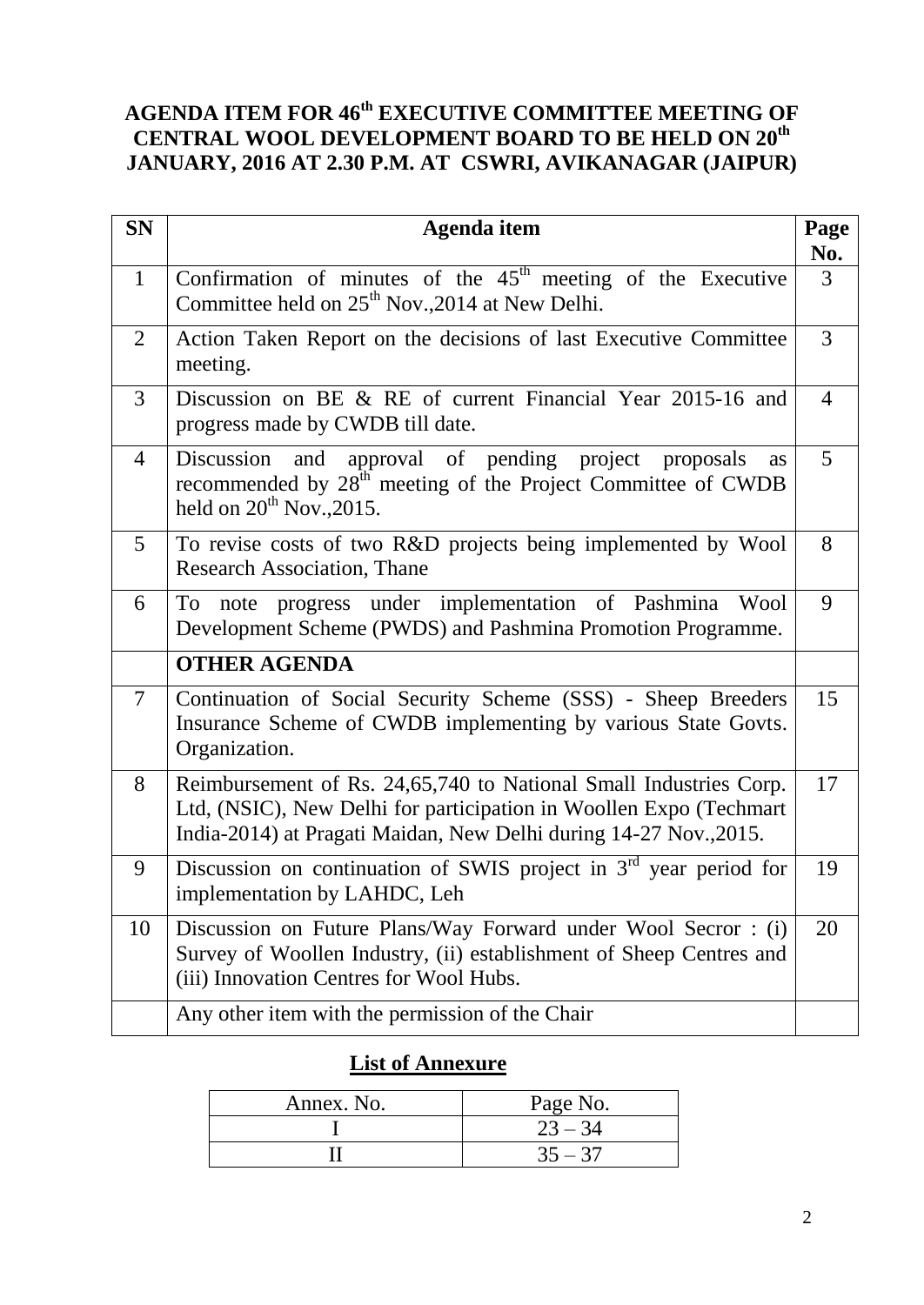# AGENDA ITEM FOR 46th EXECUTIVE COMMITTEE MEETING OF CENTRAL WOOL DEVELOPMENT BOARD TO BE HELD ON 20th JANUARY, 2016 AT 2.30 P.M. AT CSWRI, AVIKANAGAR (JAIPUR)

| SN | Agenda item | Page No. |
|---|---|---|
| 1 | Confirmation of minutes of the 45th meeting of the Executive Committee held on 25th Nov.,2014 at New Delhi. | 3 |
| 2 | Action Taken Report on the decisions of last Executive Committee meeting. | 3 |
| 3 | Discussion on BE & RE of current Financial Year 2015-16 and progress made by CWDB till date. | 4 |
| 4 | Discussion and approval of pending project proposals as recommended by 28th meeting of the Project Committee of CWDB held on 20th Nov.,2015. | 5 |
| 5 | To revise costs of two R&D projects being implemented by Wool Research Association, Thane | 8 |
| 6 | To note progress under implementation of Pashmina Wool Development Scheme (PWDS) and Pashmina Promotion Programme. | 9 |
| | **OTHER AGENDA** | |
| 7 | Continuation of Social Security Scheme (SSS) - Sheep Breeders Insurance Scheme of CWDB implementing by various State Govts. Organization. | 15 |
| 8 | Reimbursement of Rs. 24,65,740 to National Small Industries Corp. Ltd, (NSIC), New Delhi for participation in Woollen Expo (Techmart India-2014) at Pragati Maidan, New Delhi during 14-27 Nov.,2015. | 17 |
| 9 | Discussion on continuation of SWIS project in 3rd year period for implementation by LAHDC, Leh | 19 |
| 10 | Discussion on Future Plans/Way Forward under Wool Secror : (i) Survey of Woollen Industry, (ii) establishment of Sheep Centres and (iii) Innovation Centres for Wool Hubs. | 20 |
| | Any other item with the permission of the Chair | |

## List of Annexure

| Annex. No. | Page No. |
|---|---|
| I | 23 – 34 |
| II | 35 – 37 |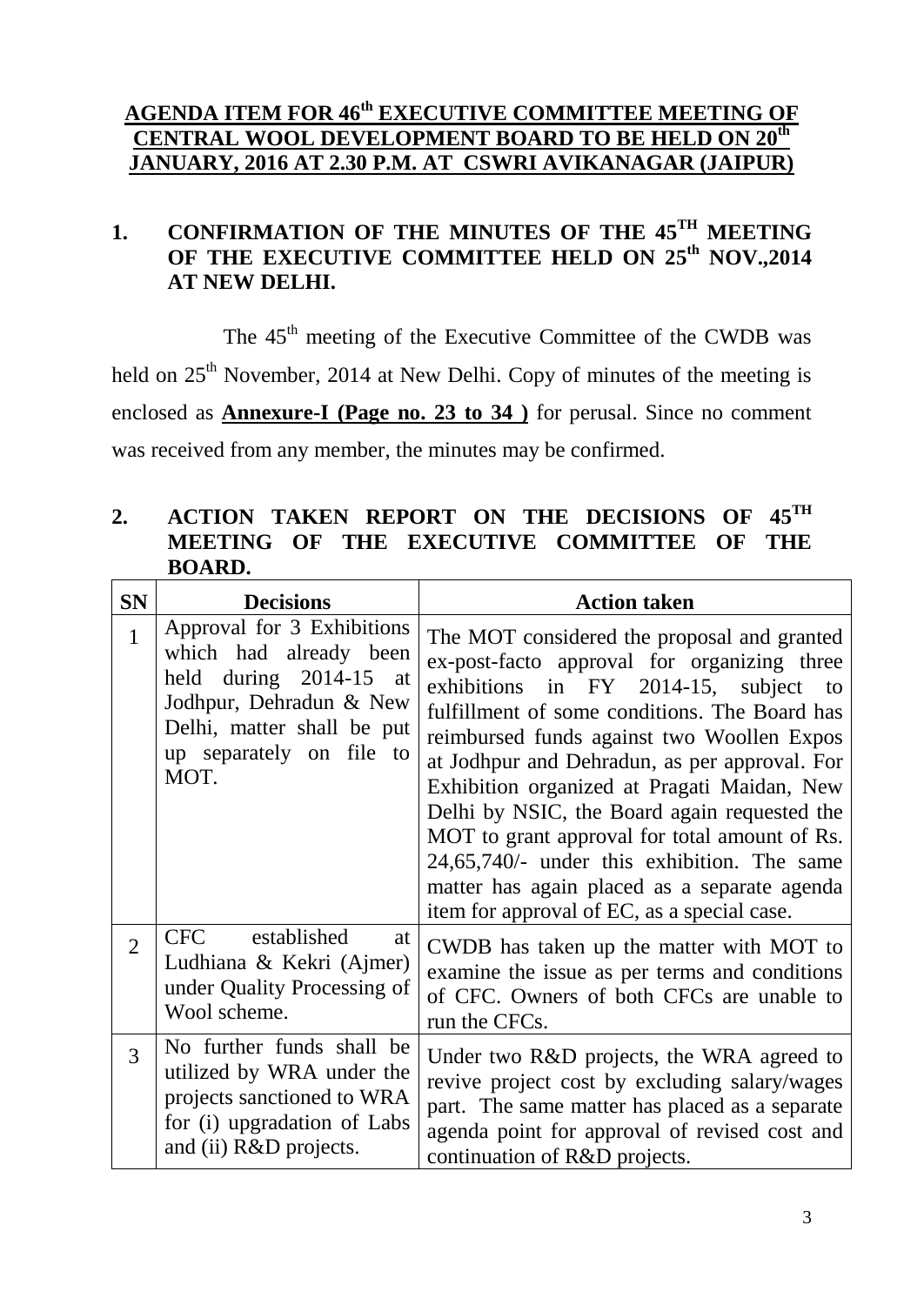## AGENDA ITEM FOR 46th EXECUTIVE COMMITTEE MEETING OF CENTRAL WOOL DEVELOPMENT BOARD TO BE HELD ON 20th JANUARY, 2016 AT 2.30 P.M. AT CSWRI AVIKANAGAR (JAIPUR)

### 1. CONFIRMATION OF THE MINUTES OF THE 45TH MEETING OF THE EXECUTIVE COMMITTEE HELD ON 25th NOV.,2014 AT NEW DELHI.

The 45th meeting of the Executive Committee of the CWDB was held on 25th November, 2014 at New Delhi. Copy of minutes of the meeting is enclosed as **Annexure-I (Page no. 23 to 34 )** for perusal. Since no comment was received from any member, the minutes may be confirmed.

### 2. ACTION TAKEN REPORT ON THE DECISIONS OF 45TH MEETING OF THE EXECUTIVE COMMITTEE OF THE BOARD.

| SN | Decisions | Action taken |
|---|---|---|
| 1 | Approval for 3 Exhibitions which had already been held during 2014-15 at Jodhpur, Dehradun & New Delhi, matter shall be put up separately on file to MOT. | The MOT considered the proposal and granted ex-post-facto approval for organizing three exhibitions in FY 2014-15, subject to fulfillment of some conditions. The Board has reimbursed funds against two Woollen Expos at Jodhpur and Dehradun, as per approval. For Exhibition organized at Pragati Maidan, New Delhi by NSIC, the Board again requested the MOT to grant approval for total amount of Rs. 24,65,740/- under this exhibition. The same matter has again placed as a separate agenda item for approval of EC, as a special case. |
| 2 | CFC established at Ludhiana & Kekri (Ajmer) under Quality Processing of Wool scheme. | CWDB has taken up the matter with MOT to examine the issue as per terms and conditions of CFC. Owners of both CFCs are unable to run the CFCs. |
| 3 | No further funds shall be utilized by WRA under the projects sanctioned to WRA for (i) upgradation of Labs and (ii) R&D projects. | Under two R&D projects, the WRA agreed to revive project cost by excluding salary/wages part. The same matter has placed as a separate agenda point for approval of revised cost and continuation of R&D projects. |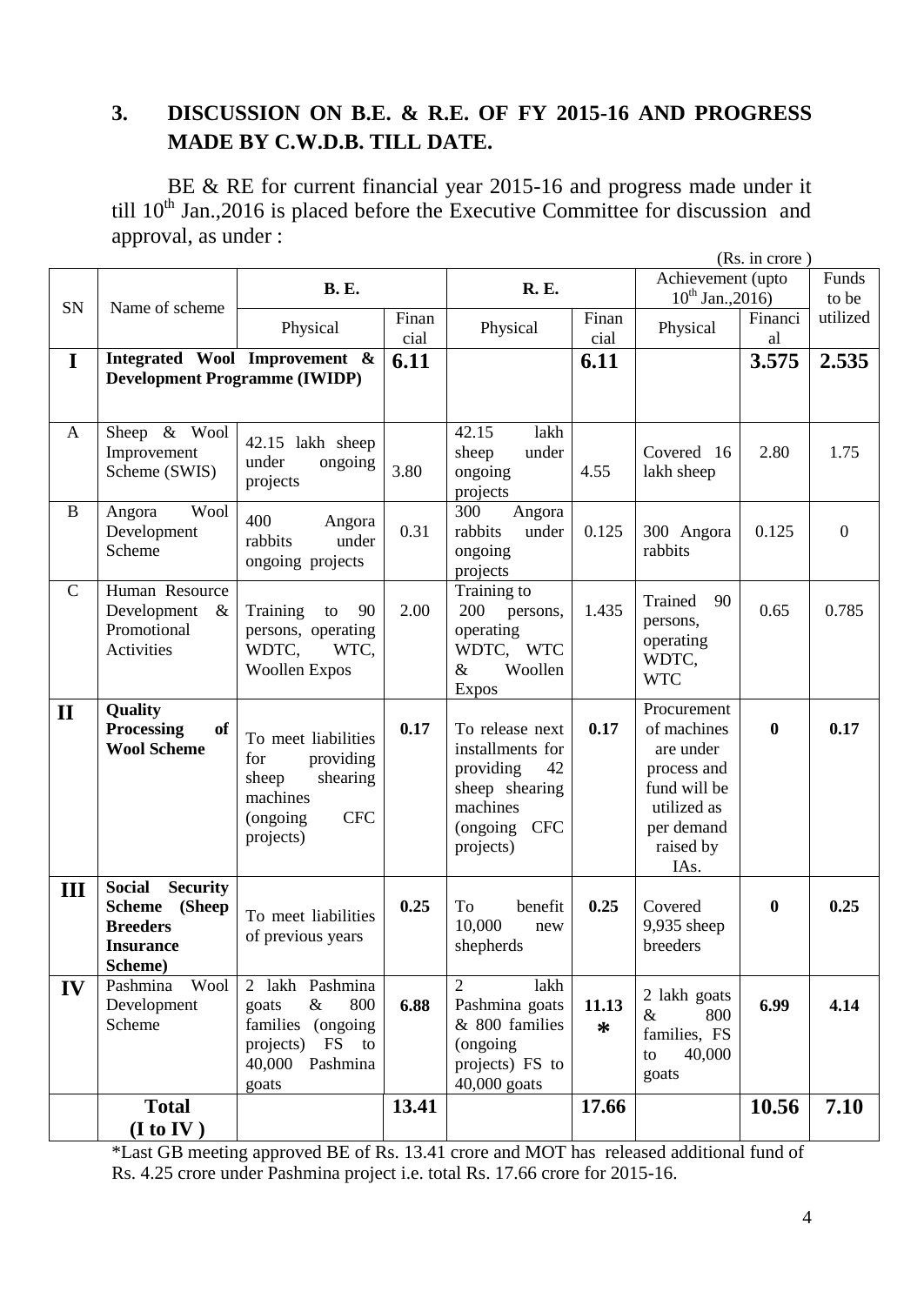## 3. DISCUSSION ON B.E. & R.E. OF FY 2015-16 AND PROGRESS MADE BY C.W.D.B. TILL DATE.

BE & RE for current financial year 2015-16 and progress made under it till 10th Jan.,2016 is placed before the Executive Committee for discussion and approval, as under :

(Rs. in crore )

| SN | Name of scheme | B. E. | | R. E. | | Achievement (upto 10th Jan.,2016) | | Funds to be utilized |
|---|---|---|---|---|---|---|---|---|
| | | Physical | Financial | Physical | Financial | Physical | Financial | |
| **I** | **Integrated Wool Improvement & Development Programme (IWIDP)** | | **6.11** | | **6.11** | | **3.575** | **2.535** |
| A | Sheep & Wool Improvement Scheme (SWIS) | 42.15 lakh sheep under ongoing projects | 3.80 | 42.15 lakh sheep under ongoing projects | 4.55 | Covered 16 lakh sheep | 2.80 | 1.75 |
| B | Angora Wool Development Scheme | 400 Angora rabbits under ongoing projects | 0.31 | 300 Angora rabbits under ongoing projects | 0.125 | 300 Angora rabbits | 0.125 | 0 |
| C | Human Resource Development & Promotional Activities | Training to 90 persons, operating WDTC, WTC, Woollen Expos | 2.00 | Training to 200 persons, operating WDTC, WTC & Woollen Expos | 1.435 | Trained 90 persons, operating WDTC, WTC | 0.65 | 0.785 |
| **II** | **Quality Processing of Wool Scheme** | To meet liabilities for providing sheep shearing machines (ongoing CFC projects) | **0.17** | To release next installments for providing 42 sheep shearing machines (ongoing CFC projects) | **0.17** | Procurement of machines are under process and fund will be utilized as per demand raised by IAs. | **0** | **0.17** |
| **III** | **Social Security Scheme (Sheep Breeders Insurance Scheme)** | To meet liabilities of previous years | **0.25** | To benefit 10,000 new shepherds | **0.25** | Covered 9,935 sheep breeders | **0** | **0.25** |
| **IV** | Pashmina Wool Development Scheme | 2 lakh Pashmina goats & 800 families (ongoing projects) FS to 40,000 Pashmina goats | **6.88** | 2 lakh Pashmina goats & 800 families (ongoing projects) FS to 40,000 goats | **11.13 *** | 2 lakh goats & 800 families, FS to 40,000 goats | **6.99** | **4.14** |
| | **Total (I to IV )** | | **13.41** | | **17.66** | | **10.56** | **7.10** |

*Last GB meeting approved BE of Rs. 13.41 crore and MOT has released additional fund of Rs. 4.25 crore under Pashmina project i.e. total Rs. 17.66 crore for 2015-16.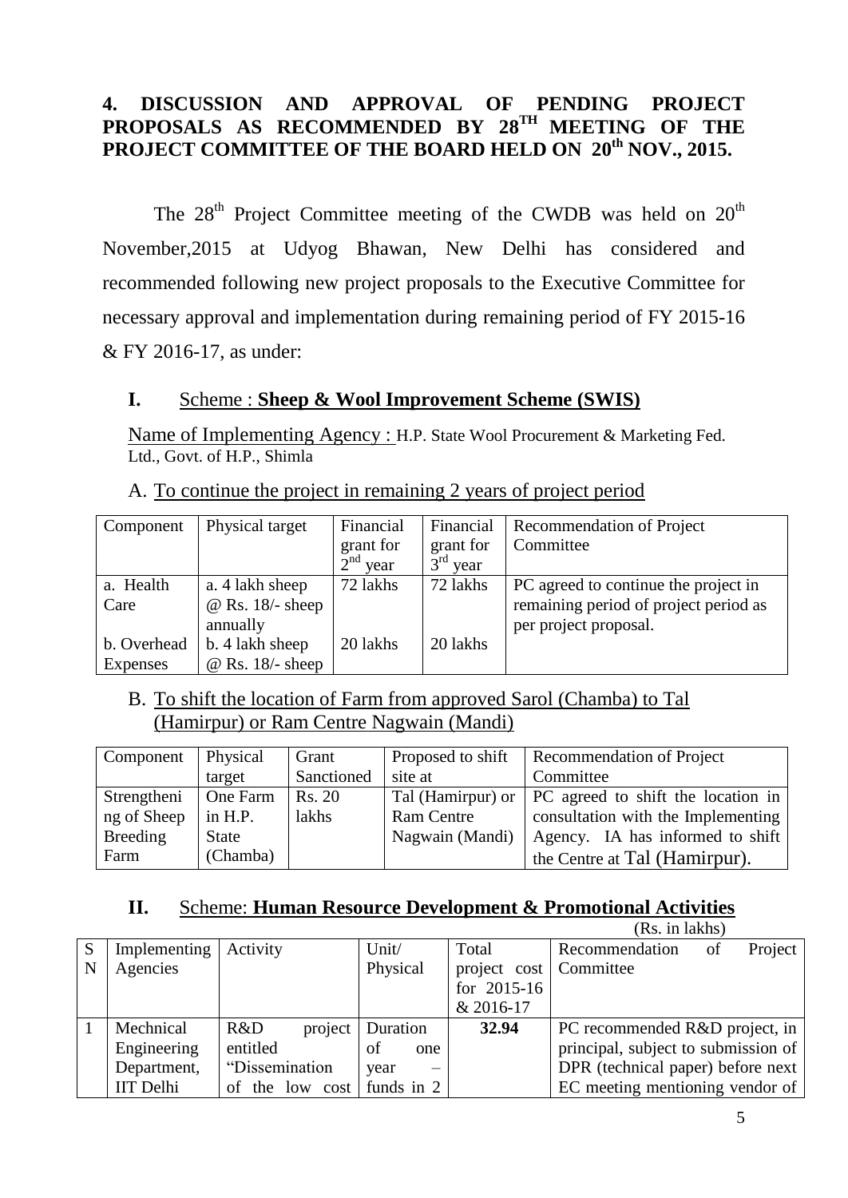## 4. DISCUSSION AND APPROVAL OF PENDING PROJECT PROPOSALS AS RECOMMENDED BY 28TH MEETING OF THE PROJECT COMMITTEE OF THE BOARD HELD ON 20th NOV., 2015.

The 28th Project Committee meeting of the CWDB was held on 20th November,2015 at Udyog Bhawan, New Delhi has considered and recommended following new project proposals to the Executive Committee for necessary approval and implementation during remaining period of FY 2015-16 & FY 2016-17, as under:

### I. Scheme : **Sheep & Wool Improvement Scheme (SWIS)**

Name of Implementing Agency : H.P. State Wool Procurement & Marketing Fed. Ltd., Govt. of H.P., Shimla

A. To continue the project in remaining 2 years of project period

| Component | Physical target | Financial grant for 2nd year | Financial grant for 3rd year | Recommendation of Project Committee |
|---|---|---|---|---|
| a. Health Care | a. 4 lakh sheep @ Rs. 18/- sheep annually | 72 lakhs | 72 lakhs | PC agreed to continue the project in remaining period of project period as per project proposal. |
| b. Overhead Expenses | b. 4 lakh sheep @ Rs. 18/- sheep | 20 lakhs | 20 lakhs | |

B. To shift the location of Farm from approved Sarol (Chamba) to Tal (Hamirpur) or Ram Centre Nagwain (Mandi)

| Component | Physical target | Grant Sanctioned | Proposed to shift site at | Recommendation of Project Committee |
|---|---|---|---|---|
| Strengthening of Sheep Breeding Farm | One Farm in H.P. State (Chamba) | Rs. 20 lakhs | Tal (Hamirpur) or Ram Centre Nagwain (Mandi) | PC agreed to shift the location in consultation with the Implementing Agency. IA has informed to shift the Centre at Tal (Hamirpur). |

### II. Scheme: **Human Resource Development & Promotional Activities**

(Rs. in lakhs)

| SN | Implementing Agencies | Activity | Unit/ Physical | Total project cost for 2015-16 & 2016-17 | Recommendation of Project Committee |
|---|---|---|---|---|---|
| 1 | Mechnical Engineering Department, IIT Delhi | R&D project entitled "Dissemination of the low cost | Duration of one year – funds in 2 | **32.94** | PC recommended R&D project, in principal, subject to submission of DPR (technical paper) before next EC meeting mentioning vendor of |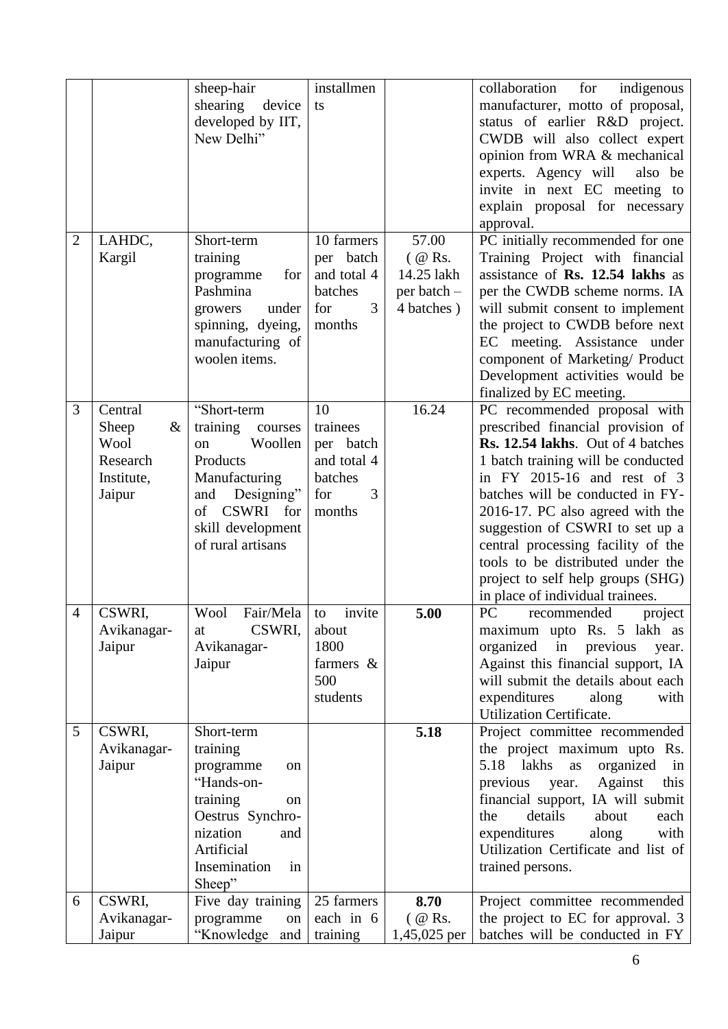|   |   | sheep-hair shearing device developed by IIT, New Delhi" | installments |   | collaboration for indigenous manufacturer, motto of proposal, status of earlier R&D project. CWDB will also collect expert opinion from WRA & mechanical experts. Agency will also be invite in next EC meeting to explain proposal for necessary approval. |
|---|---|---|---|---|---|
| 2 | LAHDC, Kargil | Short-term training programme for Pashmina growers under spinning, dyeing, manufacturing of woolen items. | 10 farmers per batch and total 4 batches for 3 months | 57.00 ( @ Rs. 14.25 lakh per batch – 4 batches ) | PC initially recommended for one Training Project with financial assistance of **Rs. 12.54 lakhs** as per the CWDB scheme norms. IA will submit consent to implement the project to CWDB before next EC meeting. Assistance under component of Marketing/ Product Development activities would be finalized by EC meeting. |
| 3 | Central Sheep & Wool Research Institute, Jaipur | "Short-term training courses on Woollen Products Manufacturing and Designing" of CSWRI for skill development of rural artisans | 10 trainees per batch and total 4 batches for 3 months | 16.24 | PC recommended proposal with prescribed financial provision of **Rs. 12.54 lakhs**. Out of 4 batches 1 batch training will be conducted in FY 2015-16 and rest of 3 batches will be conducted in FY-2016-17. PC also agreed with the suggestion of CSWRI to set up a central processing facility of the tools to be distributed under the project to self help groups (SHG) in place of individual trainees. |
| 4 | CSWRI, Avikanagar-Jaipur | Wool Fair/Mela at CSWRI, Avikanagar-Jaipur | to invite about 1800 farmers & 500 students | **5.00** | PC recommended project maximum upto Rs. 5 lakh as organized in previous year. Against this financial support, IA will submit the details about each expenditures along with Utilization Certificate. |
| 5 | CSWRI, Avikanagar-Jaipur | Short-term training programme on "Hands-on-training on Oestrus Synchro-nization and Artificial Insemination in Sheep" |   | **5.18** | Project committee recommended the project maximum upto Rs. 5.18 lakhs as organized in previous year. Against this financial support, IA will submit the details about each expenditures along with Utilization Certificate and list of trained persons. |
| 6 | CSWRI, Avikanagar-Jaipur | Five day training programme on "Knowledge and | 25 farmers each in 6 training | **8.70** ( @ Rs. 1,45,025 per | Project committee recommended the project to EC for approval. 3 batches will be conducted in FY |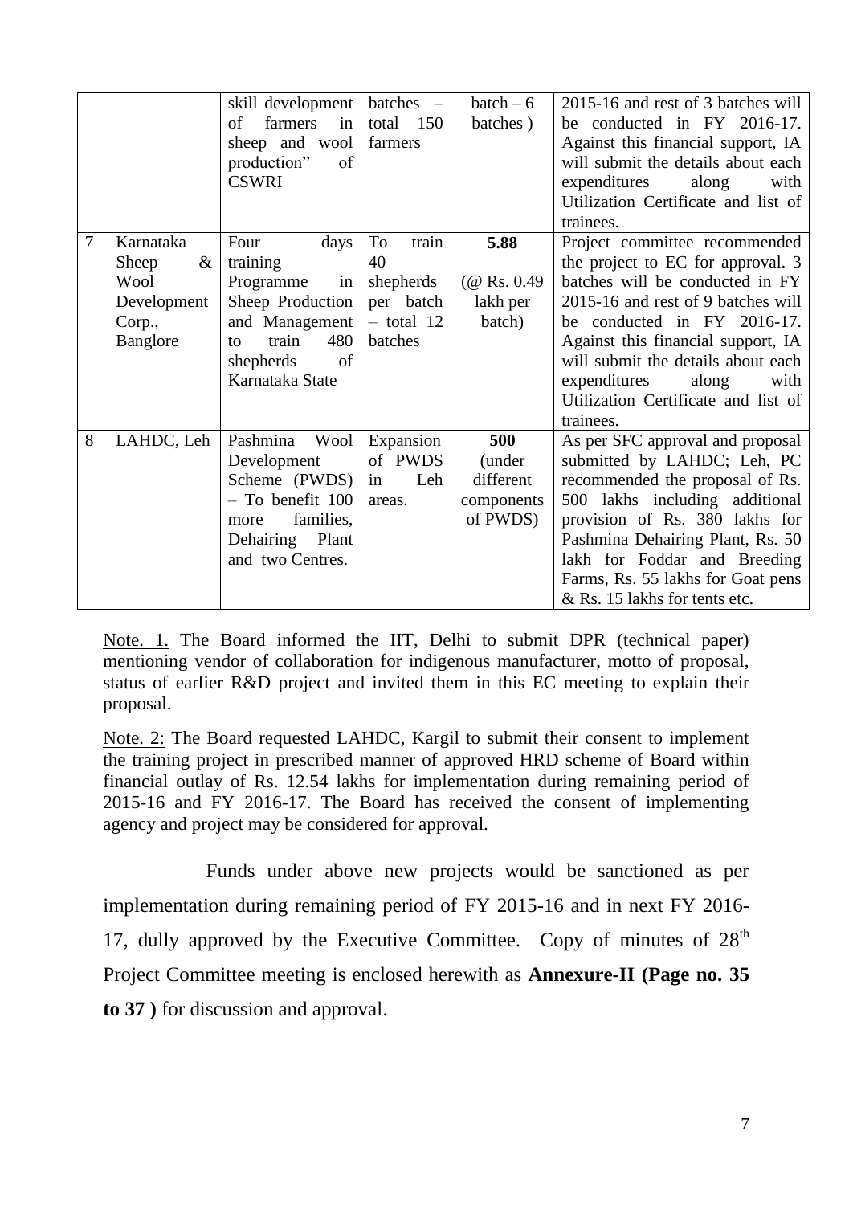| | | skill development of farmers in sheep and wool production" of CSWRI | batches – total 150 farmers | batch – 6 batches ) | 2015-16 and rest of 3 batches will be conducted in FY 2016-17. Against this financial support, IA will submit the details about each expenditures along with Utilization Certificate and list of trainees. |
|---|---|---|---|---|---|
| 7 | Karnataka Sheep & Wool Development Corp., Banglore | Four days training Programme in Sheep Production and Management to train 480 shepherds of Karnataka State | To train 40 shepherds per batch – total 12 batches | **5.88** (@ Rs. 0.49 lakh per batch) | Project committee recommended the project to EC for approval. 3 batches will be conducted in FY 2015-16 and rest of 9 batches will be conducted in FY 2016-17. Against this financial support, IA will submit the details about each expenditures along with Utilization Certificate and list of trainees. |
| 8 | LAHDC, Leh | Pashmina Wool Development Scheme (PWDS) – To benefit 100 more families, Dehairing Plant and two Centres. | Expansion of PWDS in Leh areas. | **500** (under different components of PWDS) | As per SFC approval and proposal submitted by LAHDC; Leh, PC recommended the proposal of Rs. 500 lakhs including additional provision of Rs. 380 lakhs for Pashmina Dehairing Plant, Rs. 50 lakh for Foddar and Breeding Farms, Rs. 55 lakhs for Goat pens & Rs. 15 lakhs for tents etc. |

Note. 1. The Board informed the IIT, Delhi to submit DPR (technical paper) mentioning vendor of collaboration for indigenous manufacturer, motto of proposal, status of earlier R&D project and invited them in this EC meeting to explain their proposal.

Note. 2: The Board requested LAHDC, Kargil to submit their consent to implement the training project in prescribed manner of approved HRD scheme of Board within financial outlay of Rs. 12.54 lakhs for implementation during remaining period of 2015-16 and FY 2016-17. The Board has received the consent of implementing agency and project may be considered for approval.

Funds under above new projects would be sanctioned as per implementation during remaining period of FY 2015-16 and in next FY 2016-17, dully approved by the Executive Committee. Copy of minutes of 28th Project Committee meeting is enclosed herewith as **Annexure-II (Page no. 35 to 37 )** for discussion and approval.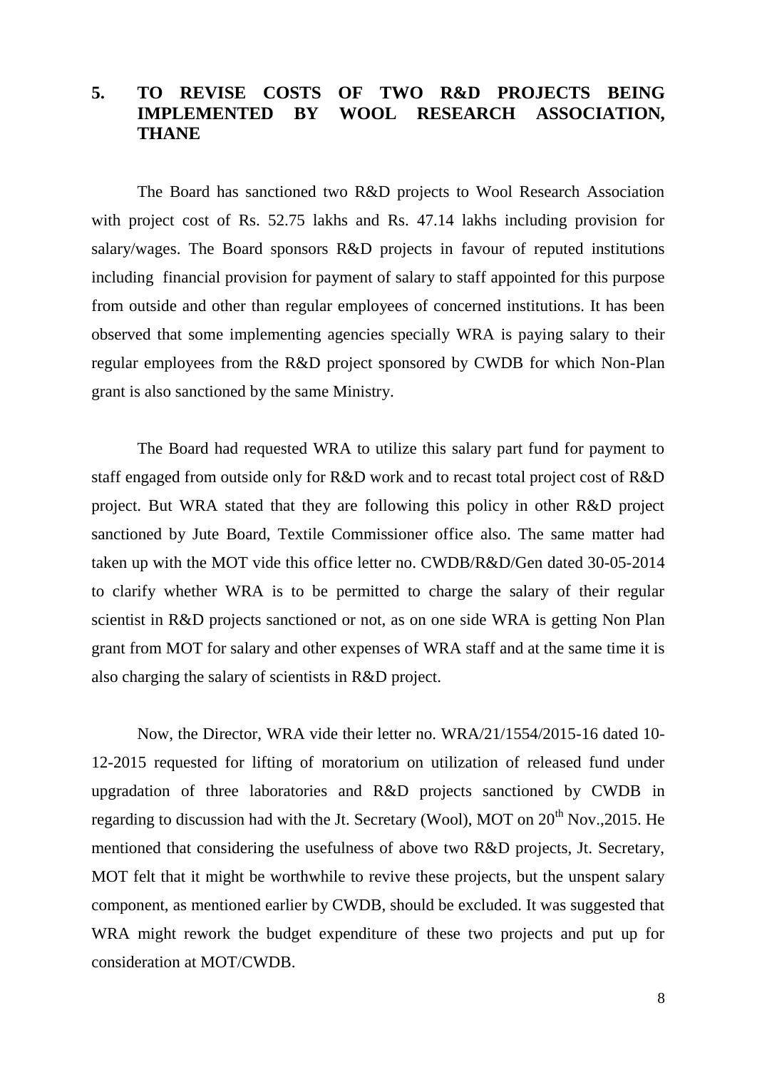## 5. TO REVISE COSTS OF TWO R&D PROJECTS BEING IMPLEMENTED BY WOOL RESEARCH ASSOCIATION, THANE

The Board has sanctioned two R&D projects to Wool Research Association with project cost of Rs. 52.75 lakhs and Rs. 47.14 lakhs including provision for salary/wages. The Board sponsors R&D projects in favour of reputed institutions including financial provision for payment of salary to staff appointed for this purpose from outside and other than regular employees of concerned institutions. It has been observed that some implementing agencies specially WRA is paying salary to their regular employees from the R&D project sponsored by CWDB for which Non-Plan grant is also sanctioned by the same Ministry.

The Board had requested WRA to utilize this salary part fund for payment to staff engaged from outside only for R&D work and to recast total project cost of R&D project. But WRA stated that they are following this policy in other R&D project sanctioned by Jute Board, Textile Commissioner office also. The same matter had taken up with the MOT vide this office letter no. CWDB/R&D/Gen dated 30-05-2014 to clarify whether WRA is to be permitted to charge the salary of their regular scientist in R&D projects sanctioned or not, as on one side WRA is getting Non Plan grant from MOT for salary and other expenses of WRA staff and at the same time it is also charging the salary of scientists in R&D project.

Now, the Director, WRA vide their letter no. WRA/21/1554/2015-16 dated 10-12-2015 requested for lifting of moratorium on utilization of released fund under upgradation of three laboratories and R&D projects sanctioned by CWDB in regarding to discussion had with the Jt. Secretary (Wool), MOT on 20th Nov.,2015. He mentioned that considering the usefulness of above two R&D projects, Jt. Secretary, MOT felt that it might be worthwhile to revive these projects, but the unspent salary component, as mentioned earlier by CWDB, should be excluded. It was suggested that WRA might rework the budget expenditure of these two projects and put up for consideration at MOT/CWDB.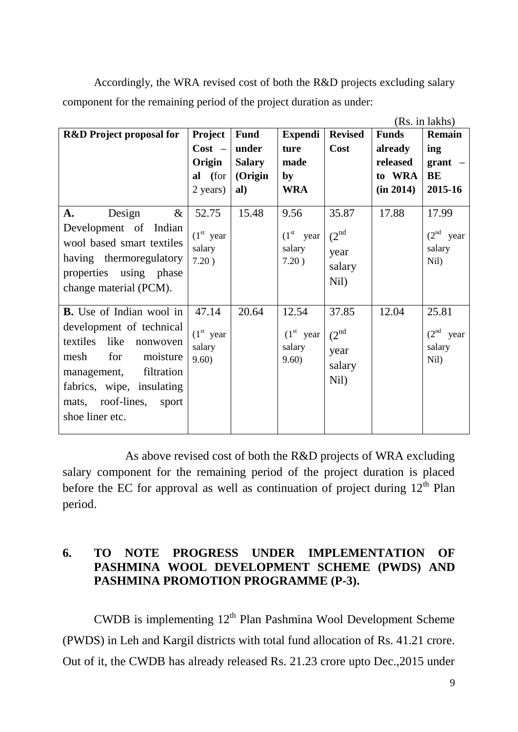Accordingly, the WRA revised cost of both the R&D projects excluding salary component for the remaining period of the project duration as under:

(Rs. in lakhs)

| R&D Project proposal for | Project Cost – Original (for 2 years) | Fund under Salary (Original) | Expenditure made by WRA | Revised Cost | Funds already released to WRA (in 2014) | Remaining grant – BE 2015-16 |
|---|---|---|---|---|---|---|
| **A.** Design & Development of Indian wool based smart textiles having thermoregulatory properties using phase change material (PCM). | 52.75 (1st year salary 7.20 ) | 15.48 | 9.56 (1st year salary 7.20 ) | 35.87 (2nd year salary Nil) | 17.88 | 17.99 (2nd year salary Nil) |
| **B.** Use of Indian wool in development of technical textiles like nonwoven mesh for moisture management, filtration fabrics, wipe, insulating mats, roof-lines, sport shoe liner etc. | 47.14 (1st year salary 9.60) | 20.64 | 12.54 (1st year salary 9.60) | 37.85 (2nd year salary Nil) | 12.04 | 25.81 (2nd year salary Nil) |

As above revised cost of both the R&D projects of WRA excluding salary component for the remaining period of the project duration is placed before the EC for approval as well as continuation of project during 12th Plan period.

## 6. TO NOTE PROGRESS UNDER IMPLEMENTATION OF PASHMINA WOOL DEVELOPMENT SCHEME (PWDS) AND PASHMINA PROMOTION PROGRAMME (P-3).

CWDB is implementing 12th Plan Pashmina Wool Development Scheme (PWDS) in Leh and Kargil districts with total fund allocation of Rs. 41.21 crore. Out of it, the CWDB has already released Rs. 21.23 crore upto Dec.,2015 under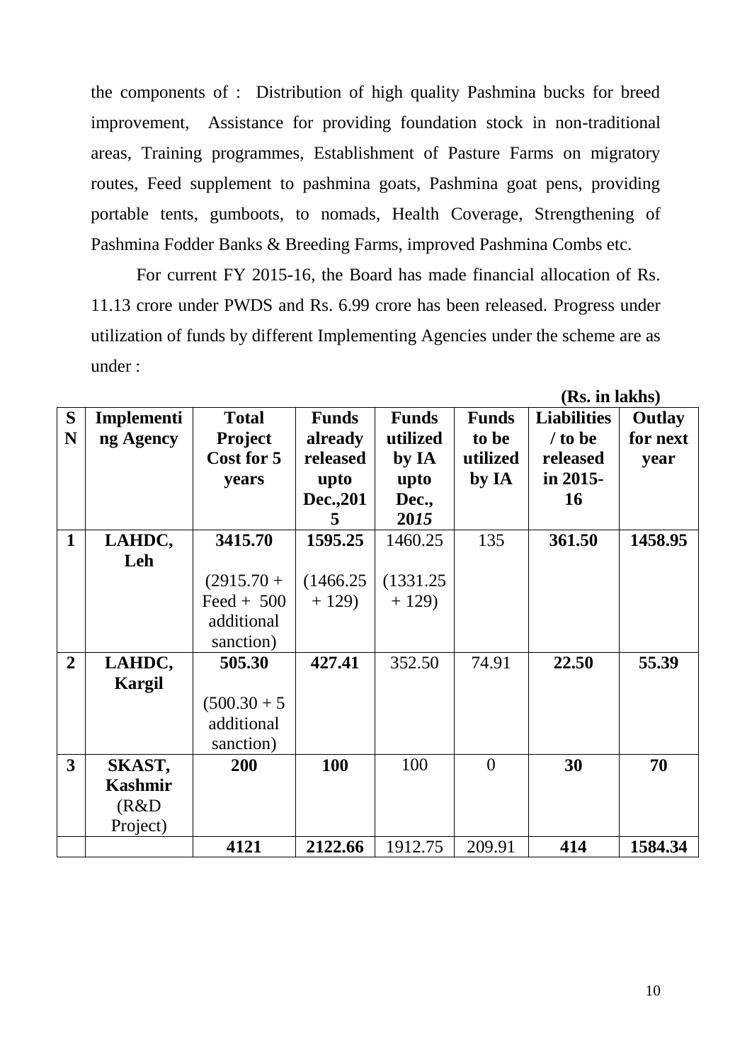the components of : Distribution of high quality Pashmina bucks for breed improvement, Assistance for providing foundation stock in non-traditional areas, Training programmes, Establishment of Pasture Farms on migratory routes, Feed supplement to pashmina goats, Pashmina goat pens, providing portable tents, gumboots, to nomads, Health Coverage, Strengthening of Pashmina Fodder Banks & Breeding Farms, improved Pashmina Combs etc.

For current FY 2015-16, the Board has made financial allocation of Rs. 11.13 crore under PWDS and Rs. 6.99 crore has been released. Progress under utilization of funds by different Implementing Agencies under the scheme are as under :

**(Rs. in lakhs)**

| SN | Implementing Agency | Total Project Cost for 5 years | Funds already released upto Dec.,2015 | Funds utilized by IA upto Dec., 2015 | Funds to be utilized by IA | Liabilities / to be released in 2015-16 | Outlay for next year |
|---|---|---|---|---|---|---|---|
| **1** | **LAHDC, Leh** | **3415.70** (2915.70 + Feed + 500 additional sanction) | **1595.25** (1466.25 + 129) | 1460.25 (1331.25 + 129) | 135 | **361.50** | **1458.95** |
| **2** | **LAHDC, Kargil** | **505.30** (500.30 + 5 additional sanction) | **427.41** | 352.50 | 74.91 | **22.50** | **55.39** |
| **3** | **SKAST, Kashmir** (R&D Project) | **200** | **100** | 100 | 0 | **30** | **70** |
| | | **4121** | **2122.66** | 1912.75 | 209.91 | **414** | **1584.34** |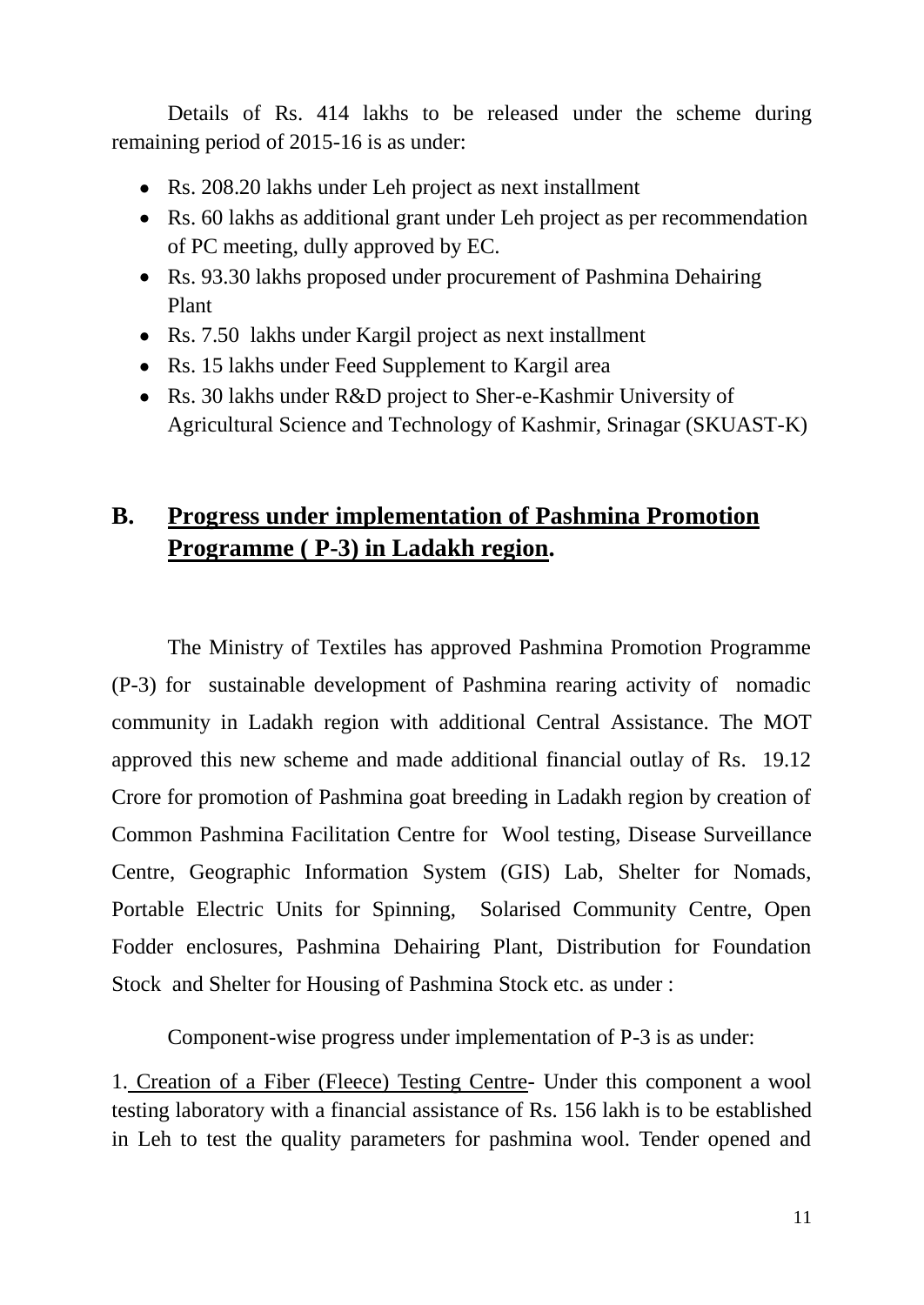Details of Rs. 414 lakhs to be released under the scheme during remaining period of 2015-16 is as under:

- Rs. 208.20 lakhs under Leh project as next installment
- Rs. 60 lakhs as additional grant under Leh project as per recommendation of PC meeting, dully approved by EC.
- Rs. 93.30 lakhs proposed under procurement of Pashmina Dehairing Plant
- Rs. 7.50 lakhs under Kargil project as next installment
- Rs. 15 lakhs under Feed Supplement to Kargil area
- Rs. 30 lakhs under R&D project to Sher-e-Kashmir University of Agricultural Science and Technology of Kashmir, Srinagar (SKUAST-K)

## B. Progress under implementation of Pashmina Promotion Programme ( P-3) in Ladakh region.

The Ministry of Textiles has approved Pashmina Promotion Programme (P-3) for sustainable development of Pashmina rearing activity of nomadic community in Ladakh region with additional Central Assistance. The MOT approved this new scheme and made additional financial outlay of Rs. 19.12 Crore for promotion of Pashmina goat breeding in Ladakh region by creation of Common Pashmina Facilitation Centre for Wool testing, Disease Surveillance Centre, Geographic Information System (GIS) Lab, Shelter for Nomads, Portable Electric Units for Spinning, Solarised Community Centre, Open Fodder enclosures, Pashmina Dehairing Plant, Distribution for Foundation Stock and Shelter for Housing of Pashmina Stock etc. as under :

Component-wise progress under implementation of P-3 is as under:

1. Creation of a Fiber (Fleece) Testing Centre- Under this component a wool testing laboratory with a financial assistance of Rs. 156 lakh is to be established in Leh to test the quality parameters for pashmina wool. Tender opened and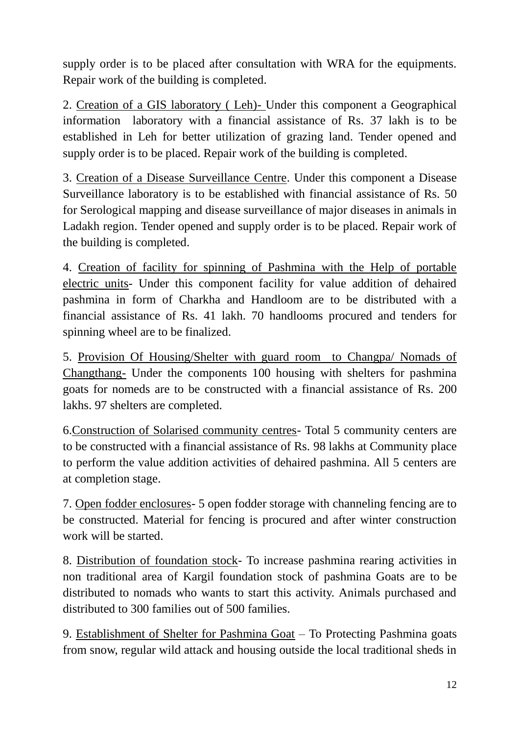supply order is to be placed after consultation with WRA for the equipments. Repair work of the building is completed.

2. <u>Creation of a GIS laboratory ( Leh)-</u> Under this component a Geographical information laboratory with a financial assistance of Rs. 37 lakh is to be established in Leh for better utilization of grazing land. Tender opened and supply order is to be placed. Repair work of the building is completed.

3. <u>Creation of a Disease Surveillance Centre</u>. Under this component a Disease Surveillance laboratory is to be established with financial assistance of Rs. 50 for Serological mapping and disease surveillance of major diseases in animals in Ladakh region. Tender opened and supply order is to be placed. Repair work of the building is completed.

4. <u>Creation of facility for spinning of Pashmina with the Help of portable electric units</u>- Under this component facility for value addition of dehaired pashmina in form of Charkha and Handloom are to be distributed with a financial assistance of Rs. 41 lakh. 70 handlooms procured and tenders for spinning wheel are to be finalized.

5. <u>Provision Of Housing/Shelter with guard room to Changpa/ Nomads of Changthang-</u> Under the components 100 housing with shelters for pashmina goats for nomeds are to be constructed with a financial assistance of Rs. 200 lakhs. 97 shelters are completed.

6.<u>Construction of Solarised community centres</u>- Total 5 community centers are to be constructed with a financial assistance of Rs. 98 lakhs at Community place to perform the value addition activities of dehaired pashmina. All 5 centers are at completion stage.

7. <u>Open fodder enclosures</u>- 5 open fodder storage with channeling fencing are to be constructed. Material for fencing is procured and after winter construction work will be started.

8. <u>Distribution of foundation stock</u>- To increase pashmina rearing activities in non traditional area of Kargil foundation stock of pashmina Goats are to be distributed to nomads who wants to start this activity. Animals purchased and distributed to 300 families out of 500 families.

9. <u>Establishment of Shelter for Pashmina Goat</u> – To Protecting Pashmina goats from snow, regular wild attack and housing outside the local traditional sheds in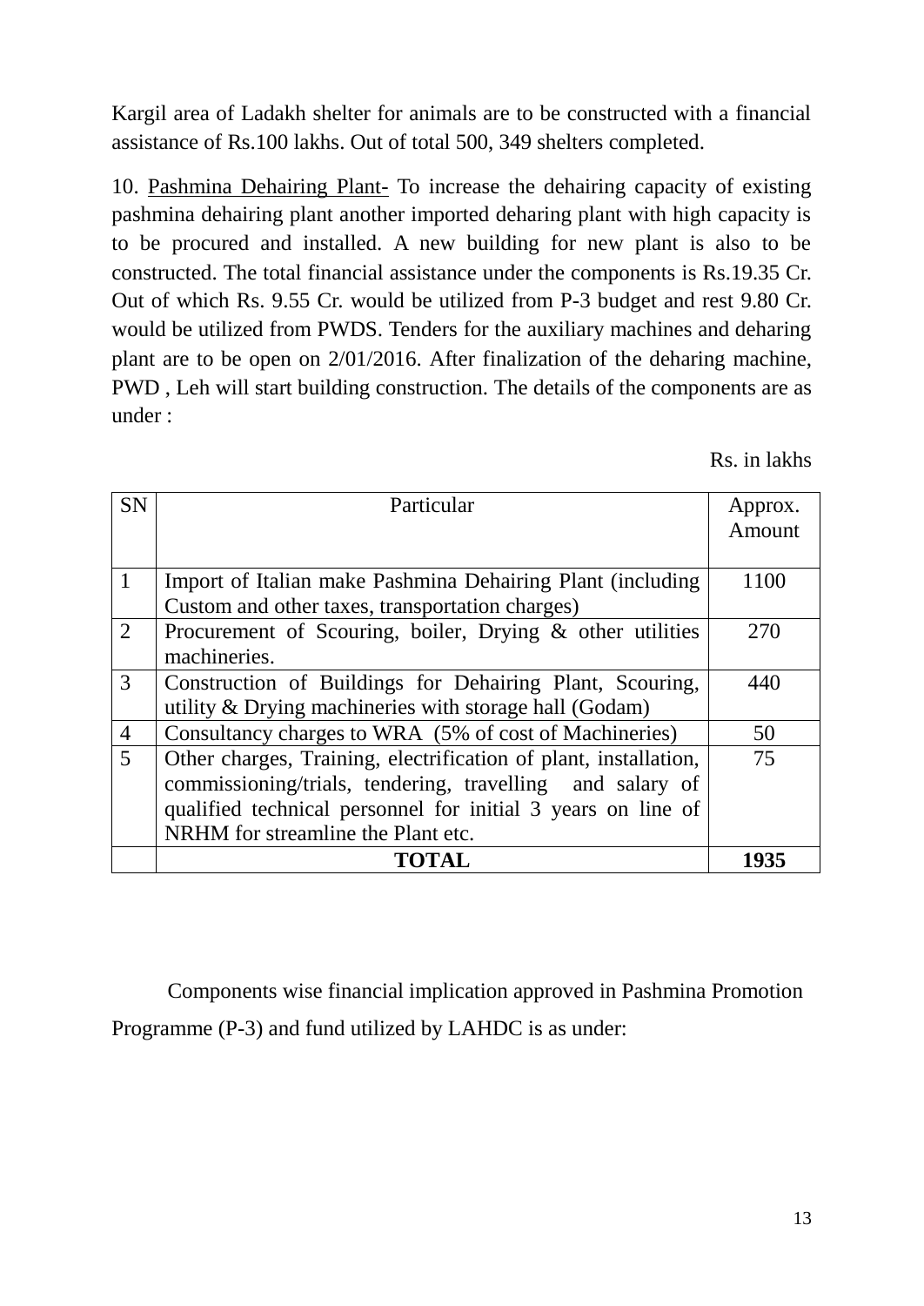Kargil area of Ladakh shelter for animals are to be constructed with a financial assistance of Rs.100 lakhs. Out of total 500, 349 shelters completed.

10. Pashmina Dehairing Plant- To increase the dehairing capacity of existing pashmina dehairing plant another imported deharing plant with high capacity is to be procured and installed. A new building for new plant is also to be constructed. The total financial assistance under the components is Rs.19.35 Cr. Out of which Rs. 9.55 Cr. would be utilized from P-3 budget and rest 9.80 Cr. would be utilized from PWDS. Tenders for the auxiliary machines and deharing plant are to be open on 2/01/2016. After finalization of the deharing machine, PWD , Leh will start building construction. The details of the components are as under :

Rs. in lakhs

| SN | Particular | Approx. Amount |
|---|---|---|
| 1 | Import of Italian make Pashmina Dehairing Plant (including Custom and other taxes, transportation charges) | 1100 |
| 2 | Procurement of Scouring, boiler, Drying & other utilities machineries. | 270 |
| 3 | Construction of Buildings for Dehairing Plant, Scouring, utility & Drying machineries with storage hall (Godam) | 440 |
| 4 | Consultancy charges to WRA (5% of cost of Machineries) | 50 |
| 5 | Other charges, Training, electrification of plant, installation, commissioning/trials, tendering, travelling and salary of qualified technical personnel for initial 3 years on line of NRHM for streamline the Plant etc. | 75 |
| | **TOTAL** | **1935** |

Components wise financial implication approved in Pashmina Promotion Programme (P-3) and fund utilized by LAHDC is as under: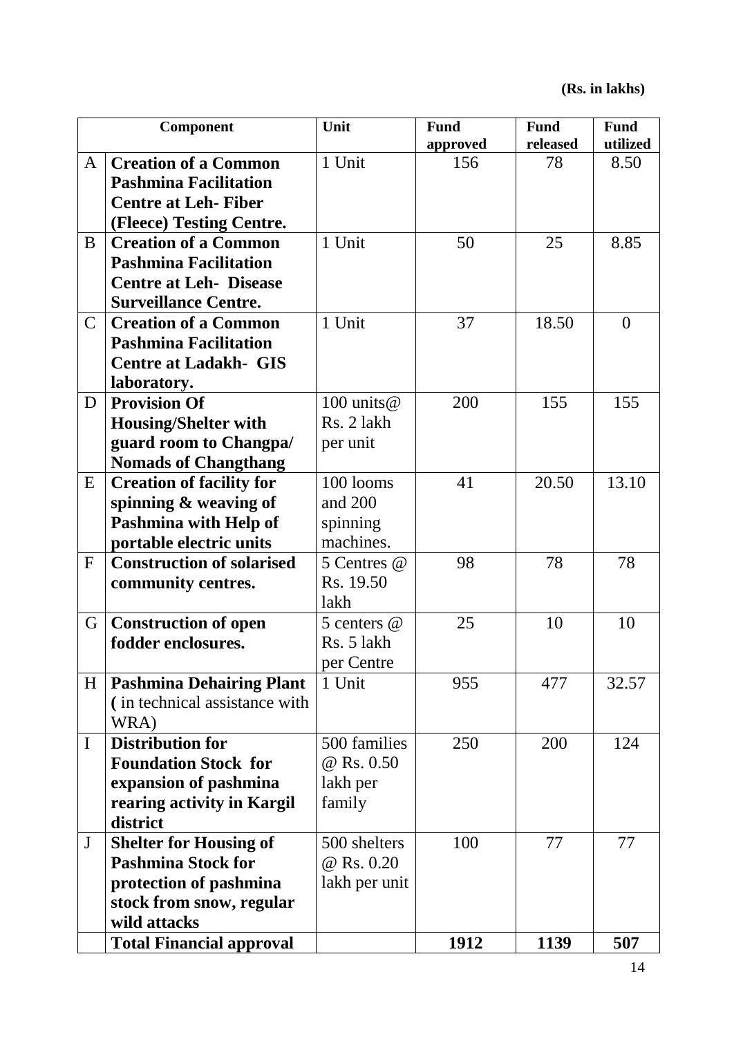**(Rs. in lakhs)**

| Component | | Unit | Fund approved | Fund released | Fund utilized |
|---|---|---|---|---|---|
| A | **Creation of a Common Pashmina Facilitation Centre at Leh- Fiber (Fleece) Testing Centre.** | 1 Unit | 156 | 78 | 8.50 |
| B | **Creation of a Common Pashmina Facilitation Centre at Leh- Disease Surveillance Centre.** | 1 Unit | 50 | 25 | 8.85 |
| C | **Creation of a Common Pashmina Facilitation Centre at Ladakh- GIS laboratory.** | 1 Unit | 37 | 18.50 | 0 |
| D | **Provision Of Housing/Shelter with guard room to Changpa/ Nomads of Changthang** | 100 units@ Rs. 2 lakh per unit | 200 | 155 | 155 |
| E | **Creation of facility for spinning & weaving of Pashmina with Help of portable electric units** | 100 looms and 200 spinning machines. | 41 | 20.50 | 13.10 |
| F | **Construction of solarised community centres.** | 5 Centres @ Rs. 19.50 lakh | 98 | 78 | 78 |
| G | **Construction of open fodder enclosures.** | 5 centers @ Rs. 5 lakh per Centre | 25 | 10 | 10 |
| H | **Pashmina Dehairing Plant (** in technical assistance with WRA) | 1 Unit | 955 | 477 | 32.57 |
| I | **Distribution for Foundation Stock for expansion of pashmina rearing activity in Kargil district** | 500 families @ Rs. 0.50 lakh per family | 250 | 200 | 124 |
| J | **Shelter for Housing of Pashmina Stock for protection of pashmina stock from snow, regular wild attacks** | 500 shelters @ Rs. 0.20 lakh per unit | 100 | 77 | 77 |
| | **Total Financial approval** | | **1912** | **1139** | **507** |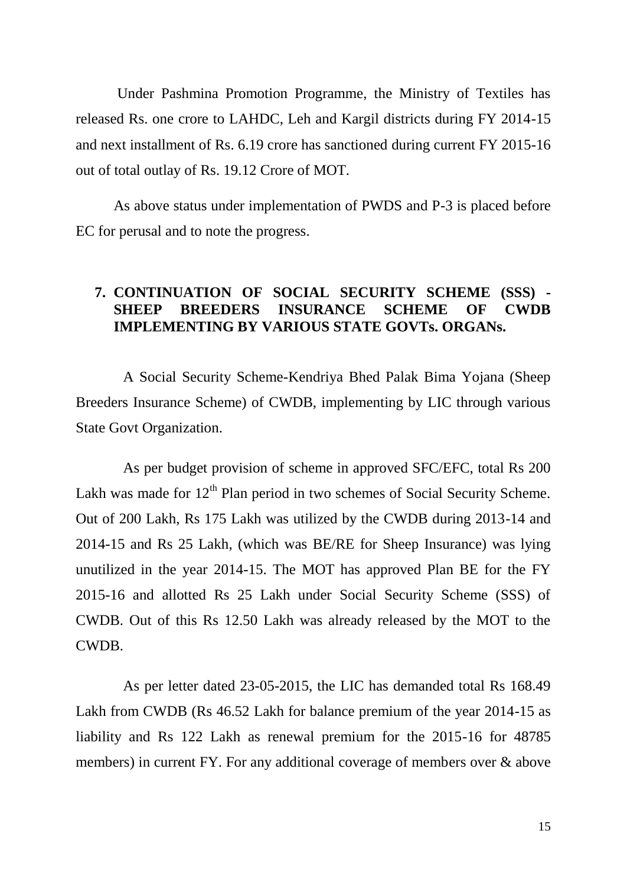Under Pashmina Promotion Programme, the Ministry of Textiles has released Rs. one crore to LAHDC, Leh and Kargil districts during FY 2014-15 and next installment of Rs. 6.19 crore has sanctioned during current FY 2015-16 out of total outlay of Rs. 19.12 Crore of MOT.

As above status under implementation of PWDS and P-3 is placed before EC for perusal and to note the progress.

## 7. CONTINUATION OF SOCIAL SECURITY SCHEME (SSS) - SHEEP BREEDERS INSURANCE SCHEME OF CWDB IMPLEMENTING BY VARIOUS STATE GOVTs. ORGANs.

A Social Security Scheme-Kendriya Bhed Palak Bima Yojana (Sheep Breeders Insurance Scheme) of CWDB, implementing by LIC through various State Govt Organization.

As per budget provision of scheme in approved SFC/EFC, total Rs 200 Lakh was made for 12th Plan period in two schemes of Social Security Scheme. Out of 200 Lakh, Rs 175 Lakh was utilized by the CWDB during 2013-14 and 2014-15 and Rs 25 Lakh, (which was BE/RE for Sheep Insurance) was lying unutilized in the year 2014-15. The MOT has approved Plan BE for the FY 2015-16 and allotted Rs 25 Lakh under Social Security Scheme (SSS) of CWDB. Out of this Rs 12.50 Lakh was already released by the MOT to the CWDB.

As per letter dated 23-05-2015, the LIC has demanded total Rs 168.49 Lakh from CWDB (Rs 46.52 Lakh for balance premium of the year 2014-15 as liability and Rs 122 Lakh as renewal premium for the 2015-16 for 48785 members) in current FY. For any additional coverage of members over & above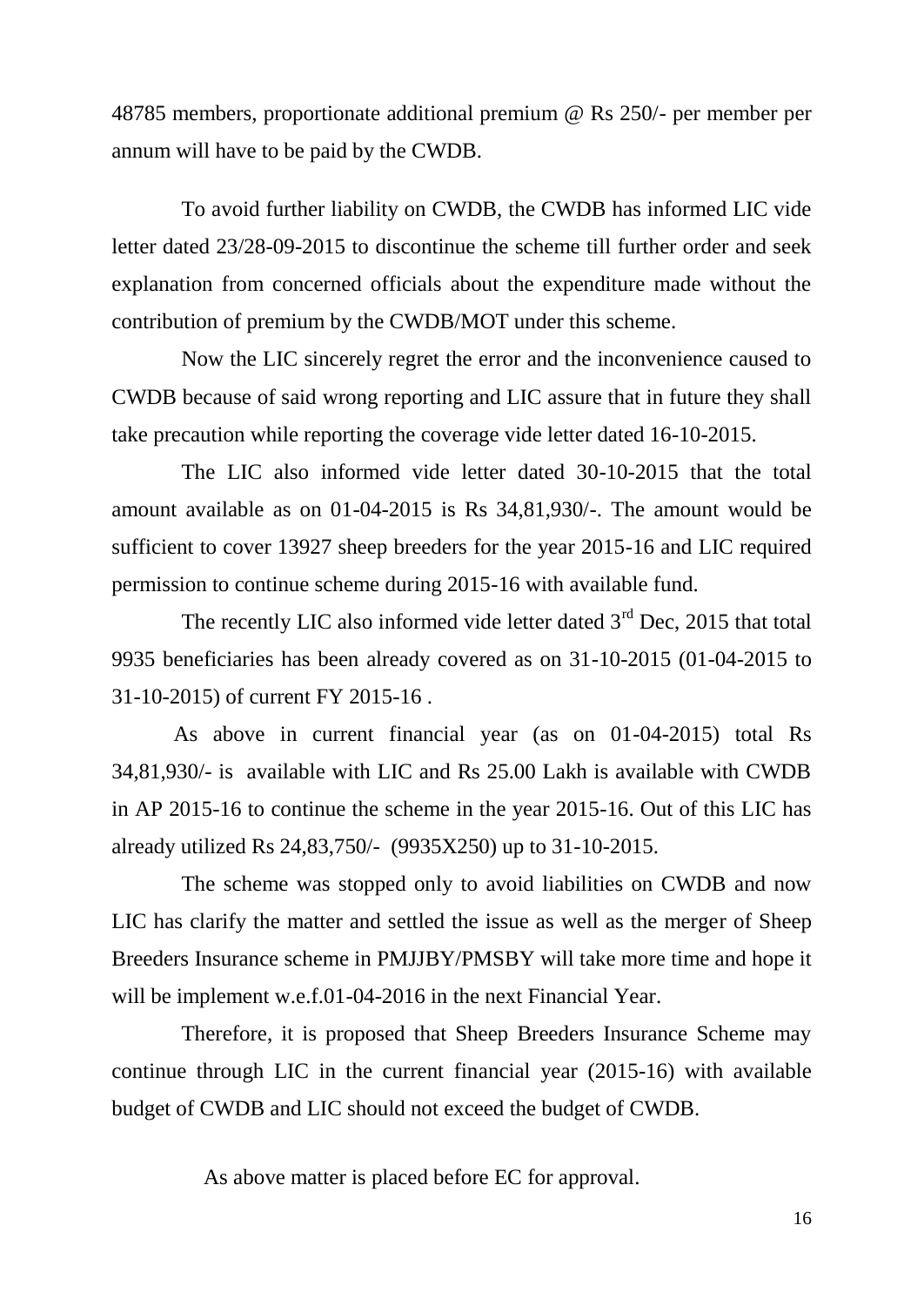48785 members, proportionate additional premium @ Rs 250/- per member per annum will have to be paid by the CWDB.

To avoid further liability on CWDB, the CWDB has informed LIC vide letter dated 23/28-09-2015 to discontinue the scheme till further order and seek explanation from concerned officials about the expenditure made without the contribution of premium by the CWDB/MOT under this scheme.

Now the LIC sincerely regret the error and the inconvenience caused to CWDB because of said wrong reporting and LIC assure that in future they shall take precaution while reporting the coverage vide letter dated 16-10-2015.

The LIC also informed vide letter dated 30-10-2015 that the total amount available as on 01-04-2015 is Rs 34,81,930/-. The amount would be sufficient to cover 13927 sheep breeders for the year 2015-16 and LIC required permission to continue scheme during 2015-16 with available fund.

The recently LIC also informed vide letter dated 3rd Dec, 2015 that total 9935 beneficiaries has been already covered as on 31-10-2015 (01-04-2015 to 31-10-2015) of current FY 2015-16 .

As above in current financial year (as on 01-04-2015) total Rs 34,81,930/- is available with LIC and Rs 25.00 Lakh is available with CWDB in AP 2015-16 to continue the scheme in the year 2015-16. Out of this LIC has already utilized Rs 24,83,750/- (9935X250) up to 31-10-2015.

The scheme was stopped only to avoid liabilities on CWDB and now LIC has clarify the matter and settled the issue as well as the merger of Sheep Breeders Insurance scheme in PMJJBY/PMSBY will take more time and hope it will be implement w.e.f.01-04-2016 in the next Financial Year.

Therefore, it is proposed that Sheep Breeders Insurance Scheme may continue through LIC in the current financial year (2015-16) with available budget of CWDB and LIC should not exceed the budget of CWDB.

As above matter is placed before EC for approval.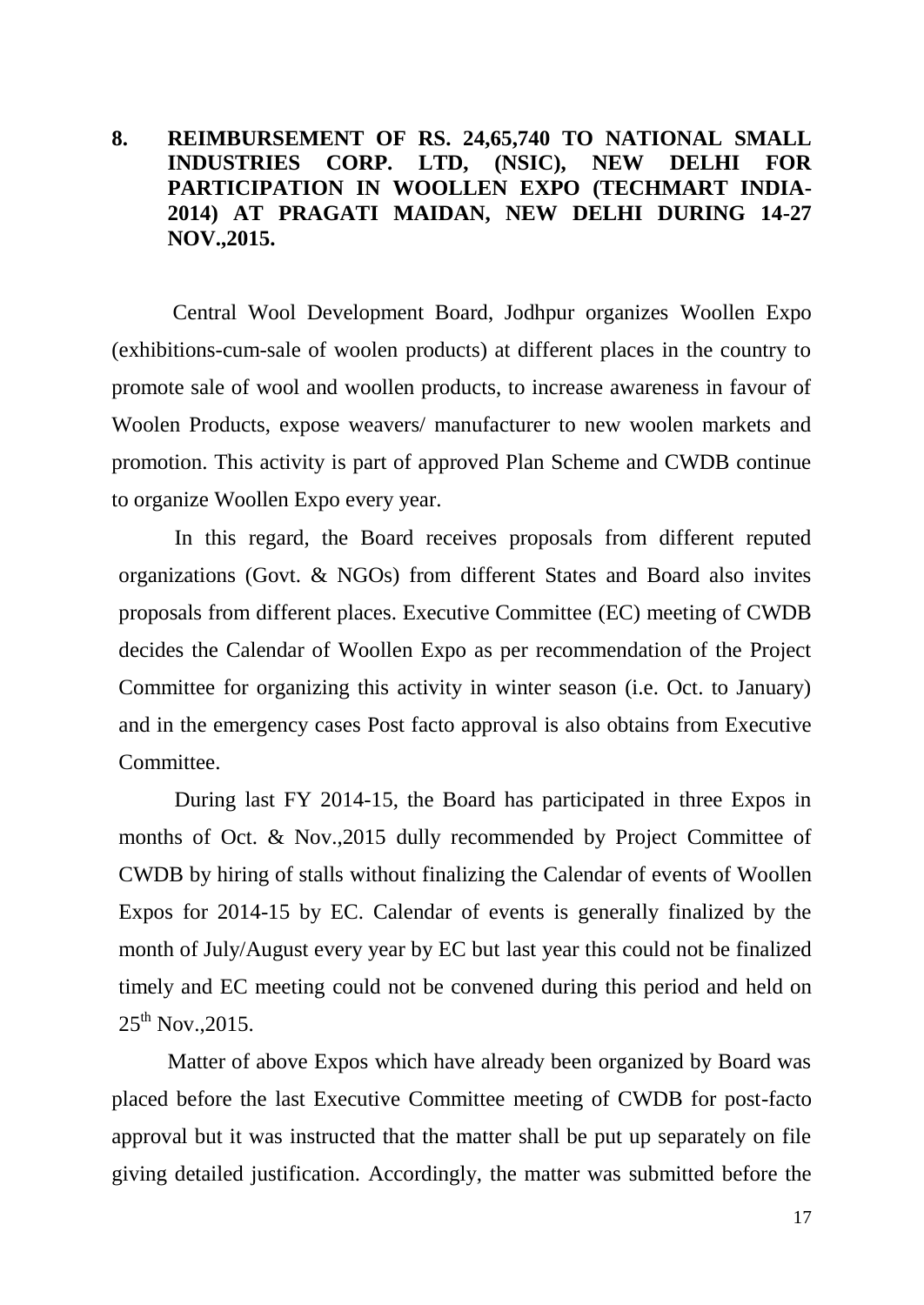**8. REIMBURSEMENT OF RS. 24,65,740 TO NATIONAL SMALL INDUSTRIES CORP. LTD, (NSIC), NEW DELHI FOR PARTICIPATION IN WOOLLEN EXPO (TECHMART INDIA-2014) AT PRAGATI MAIDAN, NEW DELHI DURING 14-27 NOV.,2015.**

Central Wool Development Board, Jodhpur organizes Woollen Expo (exhibitions-cum-sale of woolen products) at different places in the country to promote sale of wool and woollen products, to increase awareness in favour of Woolen Products, expose weavers/ manufacturer to new woolen markets and promotion. This activity is part of approved Plan Scheme and CWDB continue to organize Woollen Expo every year.

In this regard, the Board receives proposals from different reputed organizations (Govt. & NGOs) from different States and Board also invites proposals from different places. Executive Committee (EC) meeting of CWDB decides the Calendar of Woollen Expo as per recommendation of the Project Committee for organizing this activity in winter season (i.e. Oct. to January) and in the emergency cases Post facto approval is also obtains from Executive Committee.

During last FY 2014-15, the Board has participated in three Expos in months of Oct. & Nov.,2015 dully recommended by Project Committee of CWDB by hiring of stalls without finalizing the Calendar of events of Woollen Expos for 2014-15 by EC. Calendar of events is generally finalized by the month of July/August every year by EC but last year this could not be finalized timely and EC meeting could not be convened during this period and held on 25th Nov.,2015.

Matter of above Expos which have already been organized by Board was placed before the last Executive Committee meeting of CWDB for post-facto approval but it was instructed that the matter shall be put up separately on file giving detailed justification. Accordingly, the matter was submitted before the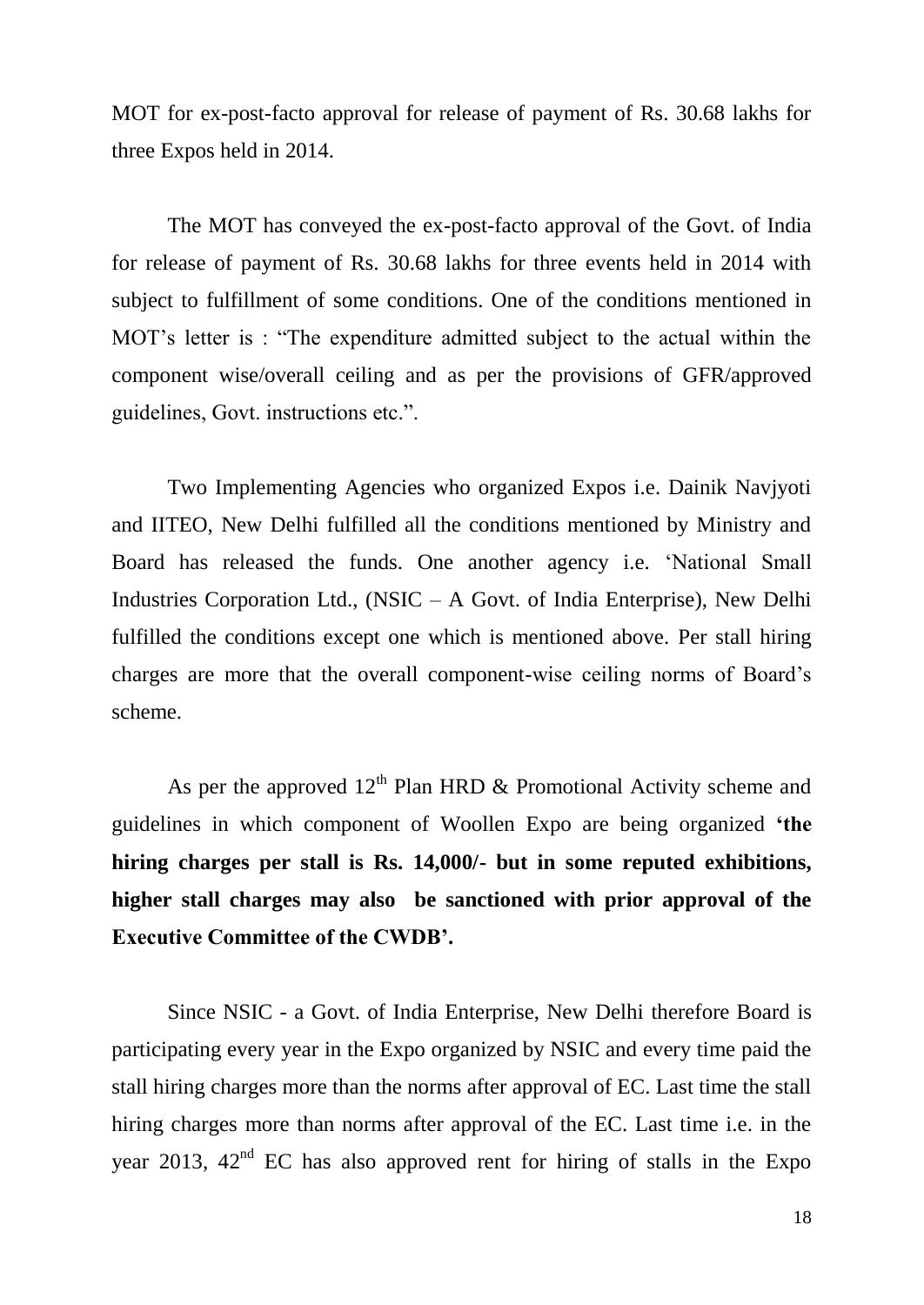MOT for ex-post-facto approval for release of payment of Rs. 30.68 lakhs for three Expos held in 2014.

The MOT has conveyed the ex-post-facto approval of the Govt. of India for release of payment of Rs. 30.68 lakhs for three events held in 2014 with subject to fulfillment of some conditions. One of the conditions mentioned in MOT's letter is : "The expenditure admitted subject to the actual within the component wise/overall ceiling and as per the provisions of GFR/approved guidelines, Govt. instructions etc.".

Two Implementing Agencies who organized Expos i.e. Dainik Navjyoti and IITEO, New Delhi fulfilled all the conditions mentioned by Ministry and Board has released the funds. One another agency i.e. 'National Small Industries Corporation Ltd., (NSIC – A Govt. of India Enterprise), New Delhi fulfilled the conditions except one which is mentioned above. Per stall hiring charges are more that the overall component-wise ceiling norms of Board's scheme.

As per the approved 12th Plan HRD & Promotional Activity scheme and guidelines in which component of Woollen Expo are being organized **'the hiring charges per stall is Rs. 14,000/- but in some reputed exhibitions, higher stall charges may also be sanctioned with prior approval of the Executive Committee of the CWDB'.**

Since NSIC - a Govt. of India Enterprise, New Delhi therefore Board is participating every year in the Expo organized by NSIC and every time paid the stall hiring charges more than the norms after approval of EC. Last time the stall hiring charges more than norms after approval of the EC. Last time i.e. in the year 2013, 42nd EC has also approved rent for hiring of stalls in the Expo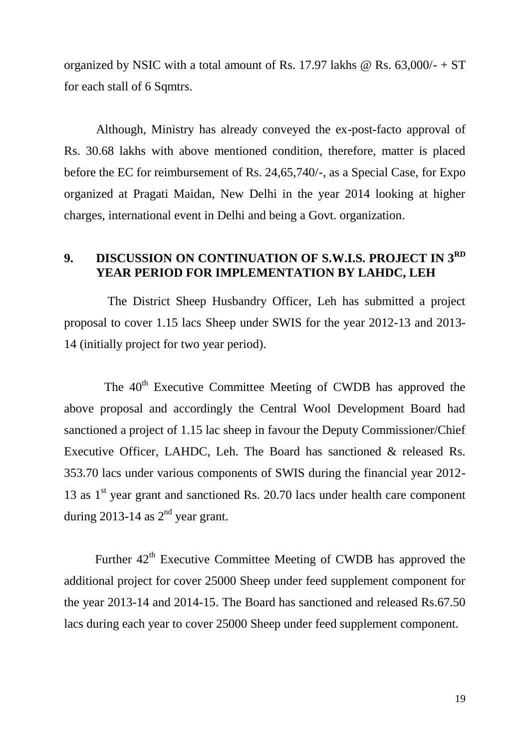organized by NSIC with a total amount of Rs. 17.97 lakhs @ Rs. 63,000/- + ST for each stall of 6 Sqmtrs.

Although, Ministry has already conveyed the ex-post-facto approval of Rs. 30.68 lakhs with above mentioned condition, therefore, matter is placed before the EC for reimbursement of Rs. 24,65,740/-, as a Special Case, for Expo organized at Pragati Maidan, New Delhi in the year 2014 looking at higher charges, international event in Delhi and being a Govt. organization.

## 9. DISCUSSION ON CONTINUATION OF S.W.I.S. PROJECT IN 3RD YEAR PERIOD FOR IMPLEMENTATION BY LAHDC, LEH

The District Sheep Husbandry Officer, Leh has submitted a project proposal to cover 1.15 lacs Sheep under SWIS for the year 2012-13 and 2013-14 (initially project for two year period).

The 40th Executive Committee Meeting of CWDB has approved the above proposal and accordingly the Central Wool Development Board had sanctioned a project of 1.15 lac sheep in favour the Deputy Commissioner/Chief Executive Officer, LAHDC, Leh. The Board has sanctioned & released Rs. 353.70 lacs under various components of SWIS during the financial year 2012-13 as 1st year grant and sanctioned Rs. 20.70 lacs under health care component during 2013-14 as 2nd year grant.

Further 42th Executive Committee Meeting of CWDB has approved the additional project for cover 25000 Sheep under feed supplement component for the year 2013-14 and 2014-15. The Board has sanctioned and released Rs.67.50 lacs during each year to cover 25000 Sheep under feed supplement component.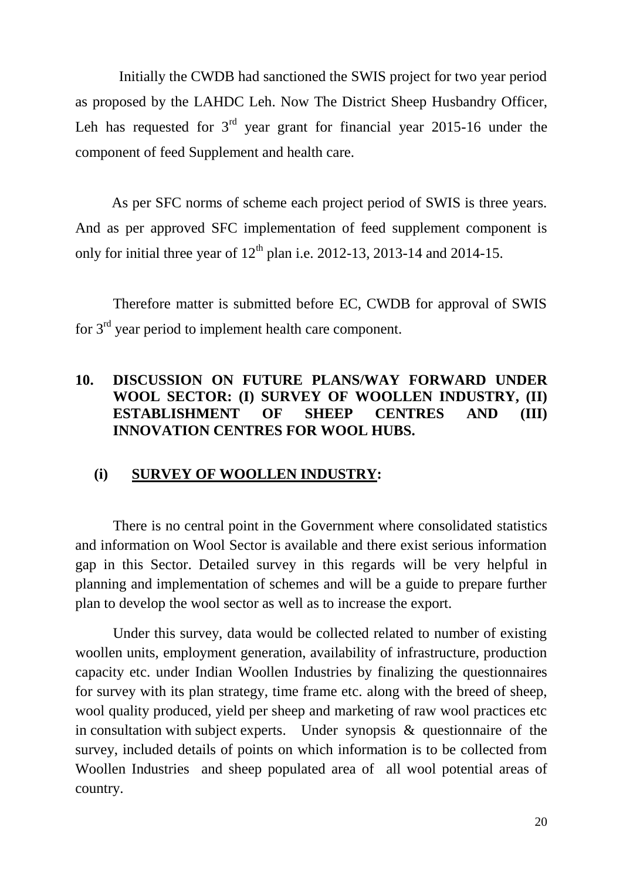Initially the CWDB had sanctioned the SWIS project for two year period as proposed by the LAHDC Leh. Now The District Sheep Husbandry Officer, Leh has requested for 3rd year grant for financial year 2015-16 under the component of feed Supplement and health care.

As per SFC norms of scheme each project period of SWIS is three years. And as per approved SFC implementation of feed supplement component is only for initial three year of 12th plan i.e. 2012-13, 2013-14 and 2014-15.

Therefore matter is submitted before EC, CWDB for approval of SWIS for 3rd year period to implement health care component.

## 10. DISCUSSION ON FUTURE PLANS/WAY FORWARD UNDER WOOL SECTOR: (I) SURVEY OF WOOLLEN INDUSTRY, (II) ESTABLISHMENT OF SHEEP CENTRES AND (III) INNOVATION CENTRES FOR WOOL HUBS.

### (i) SURVEY OF WOOLLEN INDUSTRY:

There is no central point in the Government where consolidated statistics and information on Wool Sector is available and there exist serious information gap in this Sector. Detailed survey in this regards will be very helpful in planning and implementation of schemes and will be a guide to prepare further plan to develop the wool sector as well as to increase the export.

Under this survey, data would be collected related to number of existing woollen units, employment generation, availability of infrastructure, production capacity etc. under Indian Woollen Industries by finalizing the questionnaires for survey with its plan strategy, time frame etc. along with the breed of sheep, wool quality produced, yield per sheep and marketing of raw wool practices etc in consultation with subject experts. Under synopsis & questionnaire of the survey, included details of points on which information is to be collected from Woollen Industries and sheep populated area of all wool potential areas of country.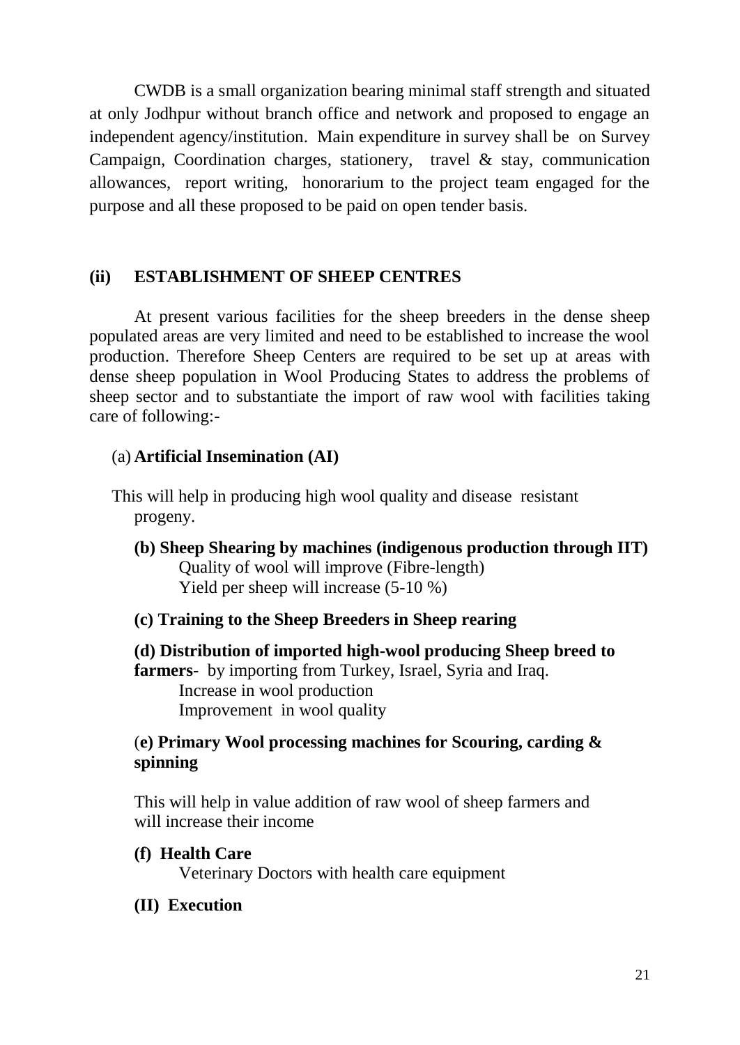CWDB is a small organization bearing minimal staff strength and situated at only Jodhpur without branch office and network and proposed to engage an independent agency/institution. Main expenditure in survey shall be on Survey Campaign, Coordination charges, stationery, travel & stay, communication allowances, report writing, honorarium to the project team engaged for the purpose and all these proposed to be paid on open tender basis.

### (ii) ESTABLISHMENT OF SHEEP CENTRES

At present various facilities for the sheep breeders in the dense sheep populated areas are very limited and need to be established to increase the wool production. Therefore Sheep Centers are required to be set up at areas with dense sheep population in Wool Producing States to address the problems of sheep sector and to substantiate the import of raw wool with facilities taking care of following:-

(a) **Artificial Insemination (AI)**

This will help in producing high wool quality and disease resistant progeny.

**(b) Sheep Shearing by machines (indigenous production through IIT)**

Quality of wool will improve (Fibre-length)
Yield per sheep will increase (5-10 %)

**(c) Training to the Sheep Breeders in Sheep rearing**

**(d) Distribution of imported high-wool producing Sheep breed to farmers**- by importing from Turkey, Israel, Syria and Iraq.

Increase in wool production
Improvement in wool quality

(**e) Primary Wool processing machines for Scouring, carding & spinning**

This will help in value addition of raw wool of sheep farmers and will increase their income

**(f) Health Care**

Veterinary Doctors with health care equipment

**(II) Execution**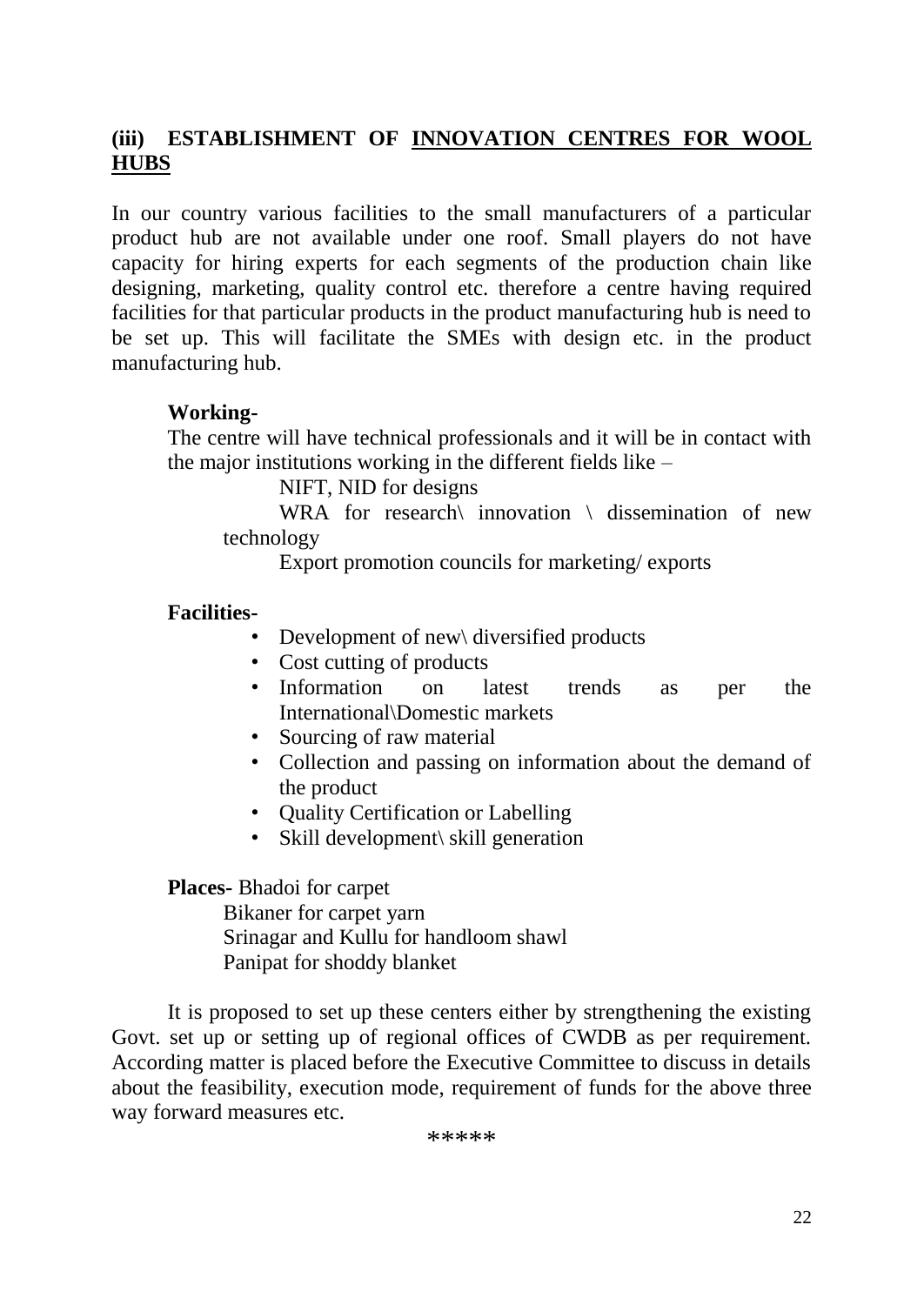## (iii) ESTABLISHMENT OF <u>INNOVATION CENTRES FOR WOOL HUBS</u>

In our country various facilities to the small manufacturers of a particular product hub are not available under one roof. Small players do not have capacity for hiring experts for each segments of the production chain like designing, marketing, quality control etc. therefore a centre having required facilities for that particular products in the product manufacturing hub is need to be set up. This will facilitate the SMEs with design etc. in the product manufacturing hub.

**Working-**

The centre will have technical professionals and it will be in contact with the major institutions working in the different fields like –

NIFT, NID for designs

WRA for research\ innovation \ dissemination of new technology

Export promotion councils for marketing/ exports

**Facilities-**

- Development of new\ diversified products
- Cost cutting of products
- Information on latest trends as per the International\Domestic markets
- Sourcing of raw material
- Collection and passing on information about the demand of the product
- Quality Certification or Labelling
- Skill development\ skill generation

**Places-** Bhadoi for carpet

Bikaner for carpet yarn

Srinagar and Kullu for handloom shawl

Panipat for shoddy blanket

It is proposed to set up these centers either by strengthening the existing Govt. set up or setting up of regional offices of CWDB as per requirement. According matter is placed before the Executive Committee to discuss in details about the feasibility, execution mode, requirement of funds for the above three way forward measures etc.

*****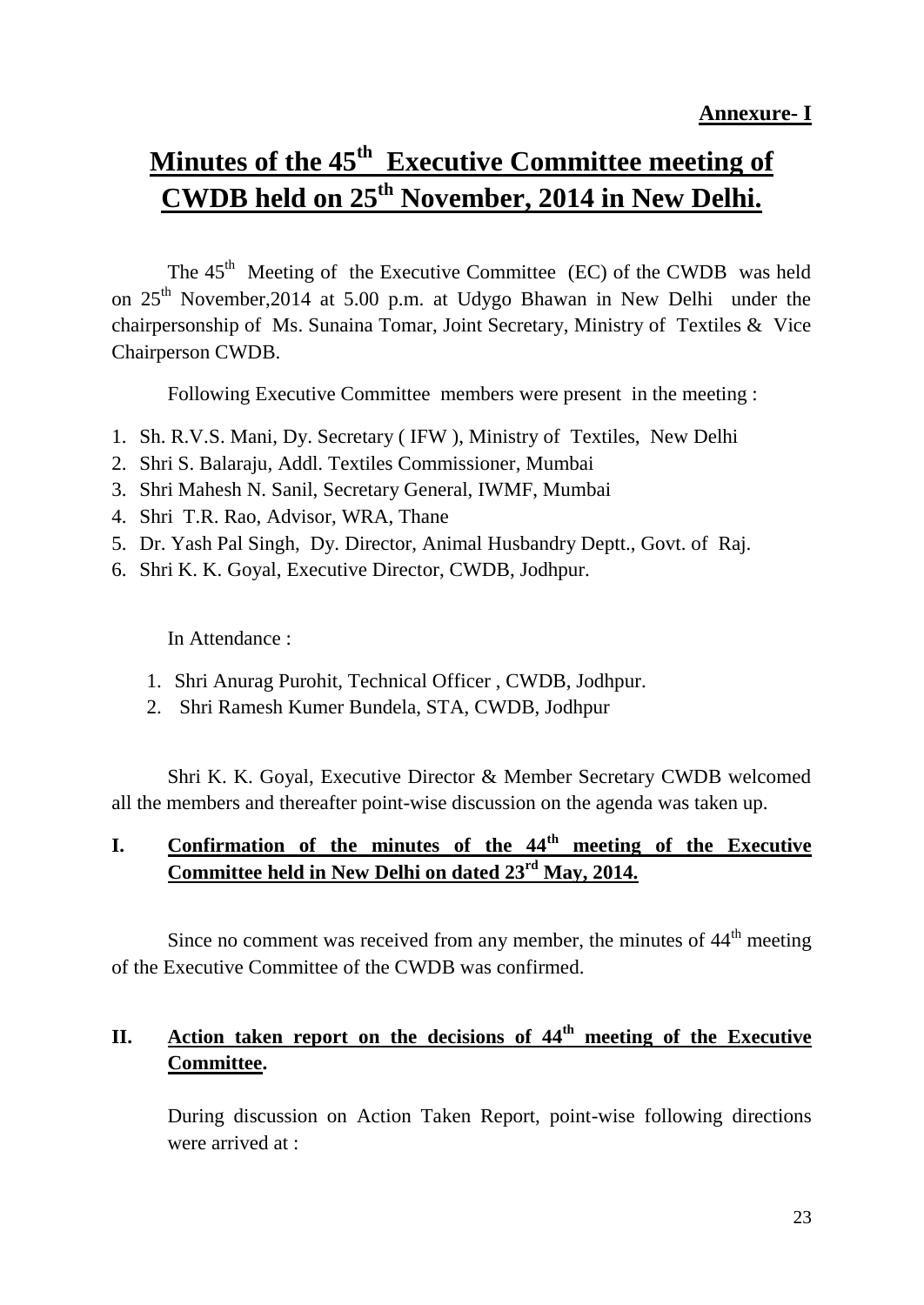**Annexure- I**

# Minutes of the 45th Executive Committee meeting of CWDB held on 25th November, 2014 in New Delhi.

The 45th Meeting of the Executive Committee (EC) of the CWDB was held on 25th November,2014 at 5.00 p.m. at Udygo Bhawan in New Delhi under the chairpersonship of Ms. Sunaina Tomar, Joint Secretary, Ministry of Textiles & Vice Chairperson CWDB.

Following Executive Committee members were present in the meeting :

1. Sh. R.V.S. Mani, Dy. Secretary ( IFW ), Ministry of Textiles, New Delhi
2. Shri S. Balaraju, Addl. Textiles Commissioner, Mumbai
3. Shri Mahesh N. Sanil, Secretary General, IWMF, Mumbai
4. Shri T.R. Rao, Advisor, WRA, Thane
5. Dr. Yash Pal Singh, Dy. Director, Animal Husbandry Deptt., Govt. of Raj.
6. Shri K. K. Goyal, Executive Director, CWDB, Jodhpur.

In Attendance :

1. Shri Anurag Purohit, Technical Officer , CWDB, Jodhpur.
2. Shri Ramesh Kumer Bundela, STA, CWDB, Jodhpur

Shri K. K. Goyal, Executive Director & Member Secretary CWDB welcomed all the members and thereafter point-wise discussion on the agenda was taken up.

## I. Confirmation of the minutes of the 44th meeting of the Executive Committee held in New Delhi on dated 23rd May, 2014.

Since no comment was received from any member, the minutes of 44th meeting of the Executive Committee of the CWDB was confirmed.

## II. Action taken report on the decisions of 44th meeting of the Executive Committee.

During discussion on Action Taken Report, point-wise following directions were arrived at :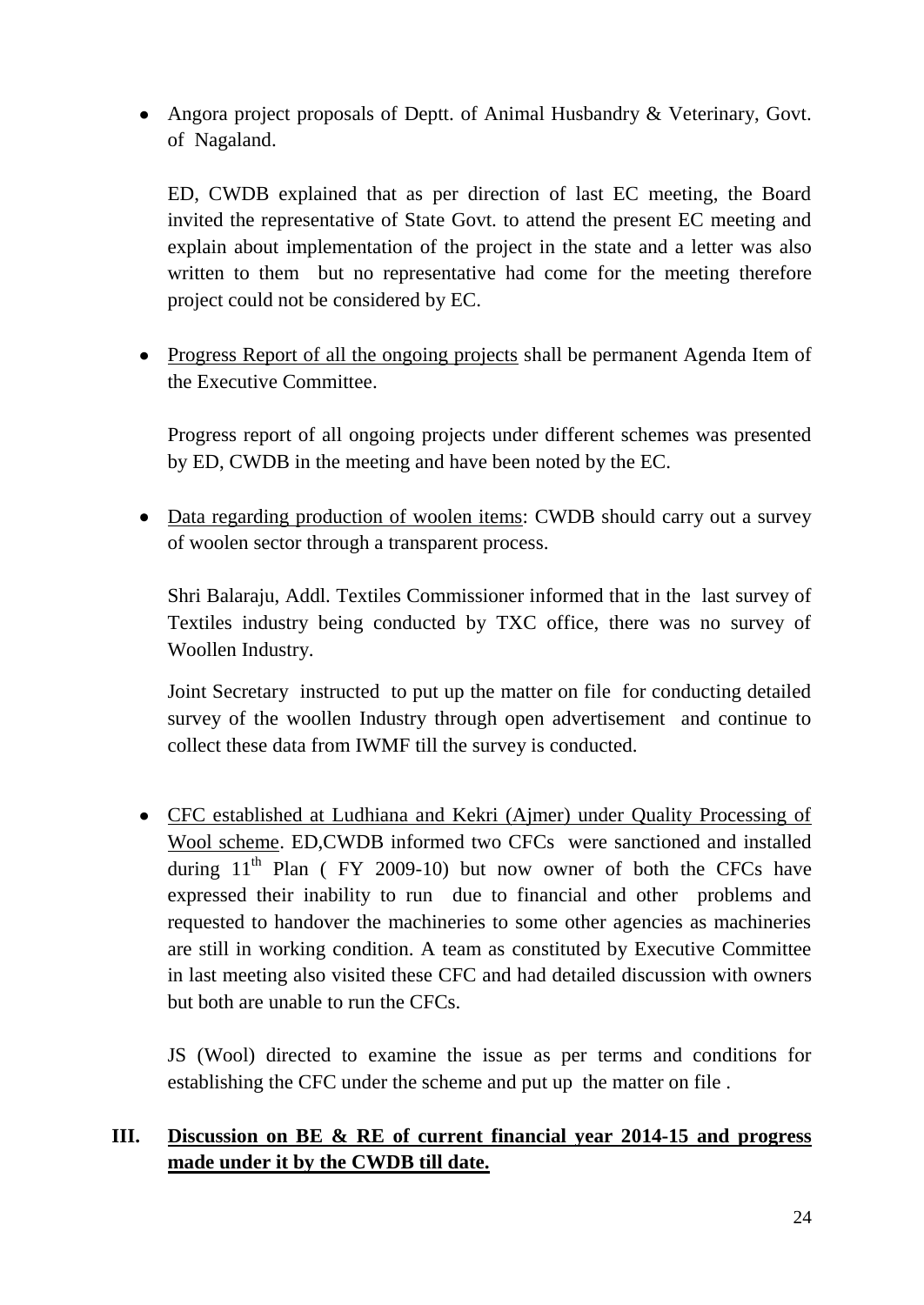- Angora project proposals of Deptt. of Animal Husbandry & Veterinary, Govt. of Nagaland.

  ED, CWDB explained that as per direction of last EC meeting, the Board invited the representative of State Govt. to attend the present EC meeting and explain about implementation of the project in the state and a letter was also written to them but no representative had come for the meeting therefore project could not be considered by EC.

- Progress Report of all the ongoing projects shall be permanent Agenda Item of the Executive Committee.

  Progress report of all ongoing projects under different schemes was presented by ED, CWDB in the meeting and have been noted by the EC.

- Data regarding production of woolen items: CWDB should carry out a survey of woolen sector through a transparent process.

  Shri Balaraju, Addl. Textiles Commissioner informed that in the last survey of Textiles industry being conducted by TXC office, there was no survey of Woollen Industry.

  Joint Secretary instructed to put up the matter on file for conducting detailed survey of the woollen Industry through open advertisement and continue to collect these data from IWMF till the survey is conducted.

- CFC established at Ludhiana and Kekri (Ajmer) under Quality Processing of Wool scheme. ED,CWDB informed two CFCs were sanctioned and installed during 11th Plan ( FY 2009-10) but now owner of both the CFCs have expressed their inability to run due to financial and other problems and requested to handover the machineries to some other agencies as machineries are still in working condition. A team as constituted by Executive Committee in last meeting also visited these CFC and had detailed discussion with owners but both are unable to run the CFCs.

  JS (Wool) directed to examine the issue as per terms and conditions for establishing the CFC under the scheme and put up the matter on file .

## III. Discussion on BE & RE of current financial year 2014-15 and progress made under it by the CWDB till date.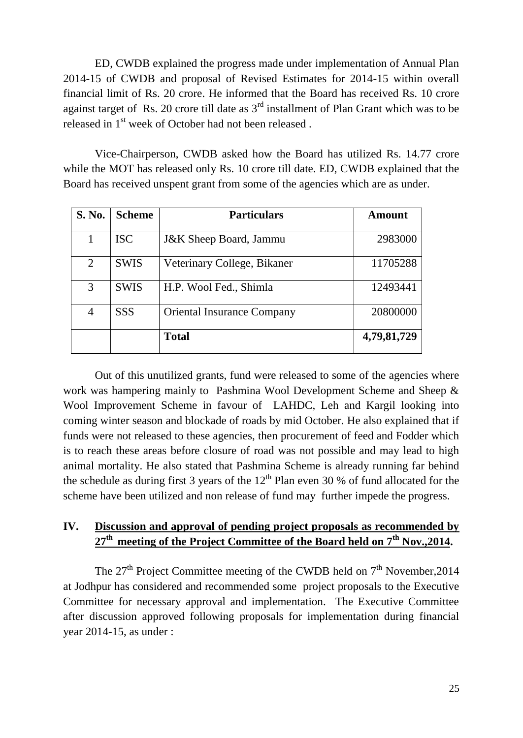ED, CWDB explained the progress made under implementation of Annual Plan 2014-15 of CWDB and proposal of Revised Estimates for 2014-15 within overall financial limit of Rs. 20 crore. He informed that the Board has received Rs. 10 crore against target of Rs. 20 crore till date as 3rd installment of Plan Grant which was to be released in 1st week of October had not been released .

Vice-Chairperson, CWDB asked how the Board has utilized Rs. 14.77 crore while the MOT has released only Rs. 10 crore till date. ED, CWDB explained that the Board has received unspent grant from some of the agencies which are as under.

| S. No. | Scheme | Particulars | Amount |
|---|---|---|---|
| 1 | ISC | J&K Sheep Board, Jammu | 2983000 |
| 2 | SWIS | Veterinary College, Bikaner | 11705288 |
| 3 | SWIS | H.P. Wool Fed., Shimla | 12493441 |
| 4 | SSS | Oriental Insurance Company | 20800000 |
| | | **Total** | **4,79,81,729** |

Out of this unutilized grants, fund were released to some of the agencies where work was hampering mainly to Pashmina Wool Development Scheme and Sheep & Wool Improvement Scheme in favour of LAHDC, Leh and Kargil looking into coming winter season and blockade of roads by mid October. He also explained that if funds were not released to these agencies, then procurement of feed and Fodder which is to reach these areas before closure of road was not possible and may lead to high animal mortality. He also stated that Pashmina Scheme is already running far behind the schedule as during first 3 years of the 12th Plan even 30 % of fund allocated for the scheme have been utilized and non release of fund may further impede the progress.

## IV. Discussion and approval of pending project proposals as recommended by 27th meeting of the Project Committee of the Board held on 7th Nov.,2014.

The 27th Project Committee meeting of the CWDB held on 7th November,2014 at Jodhpur has considered and recommended some project proposals to the Executive Committee for necessary approval and implementation. The Executive Committee after discussion approved following proposals for implementation during financial year 2014-15, as under :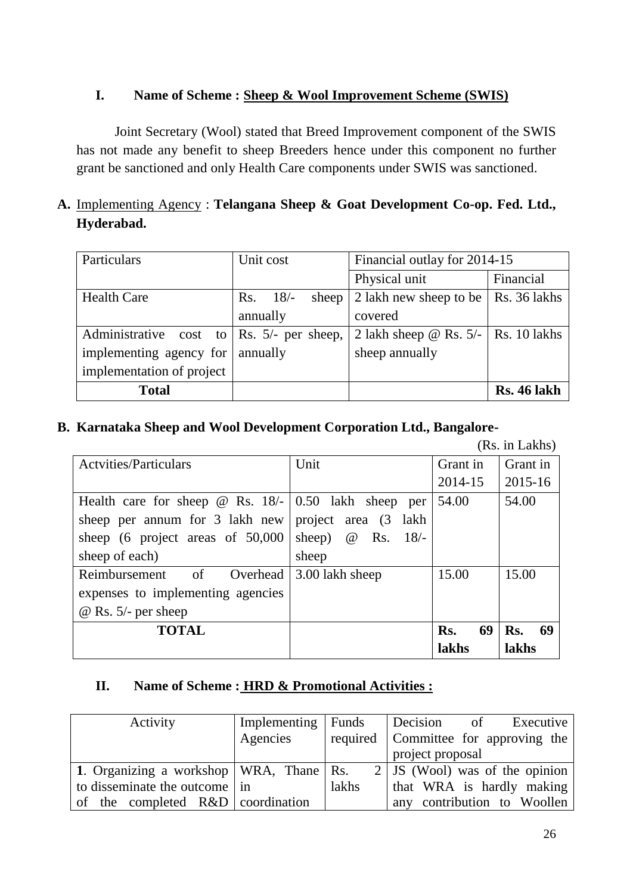## I. Name of Scheme : <u>Sheep & Wool Improvement Scheme (SWIS)</u>

Joint Secretary (Wool) stated that Breed Improvement component of the SWIS has not made any benefit to sheep Breeders hence under this component no further grant be sanctioned and only Health Care components under SWIS was sanctioned.

**A.** <u>Implementing Agency</u> : **Telangana Sheep & Goat Development Co-op. Fed. Ltd., Hyderabad.**

| Particulars | Unit cost | Financial outlay for 2014-15 | |
|---|---|---|---|
| | | Physical unit | Financial |
| Health Care | Rs. 18/- sheep annually | 2 lakh new sheep to be covered | Rs. 36 lakhs |
| Administrative cost to implementing agency for implementation of project | Rs. 5/- per sheep, annually | 2 lakh sheep @ Rs. 5/- sheep annually | Rs. 10 lakhs |
| **Total** | | | **Rs. 46 lakh** |

**B. Karnataka Sheep and Wool Development Corporation Ltd., Bangalore-**

(Rs. in Lakhs)

| Actvities/Particulars | Unit | Grant in 2014-15 | Grant in 2015-16 |
|---|---|---|---|
| Health care for sheep @ Rs. 18/- sheep per annum for 3 lakh new sheep (6 project areas of 50,000 sheep of each) | 0.50 lakh sheep per project area (3 lakh sheep) @ Rs. 18/- sheep | 54.00 | 54.00 |
| Reimbursement of Overhead expenses to implementing agencies @ Rs. 5/- per sheep | 3.00 lakh sheep | 15.00 | 15.00 |
| **TOTAL** | | **Rs. 69 lakhs** | **Rs. 69 lakhs** |

## II. Name of Scheme : <u>HRD & Promotional Activities :</u>

| Activity | Implementing Agencies | Funds required | Decision of Executive Committee for approving the project proposal |
|---|---|---|---|
| **1**. Organizing a workshop to disseminate the outcome of the completed R&D | WRA, Thane in coordination | Rs. 2 lakhs | JS (Wool) was of the opinion that WRA is hardly making any contribution to Woollen |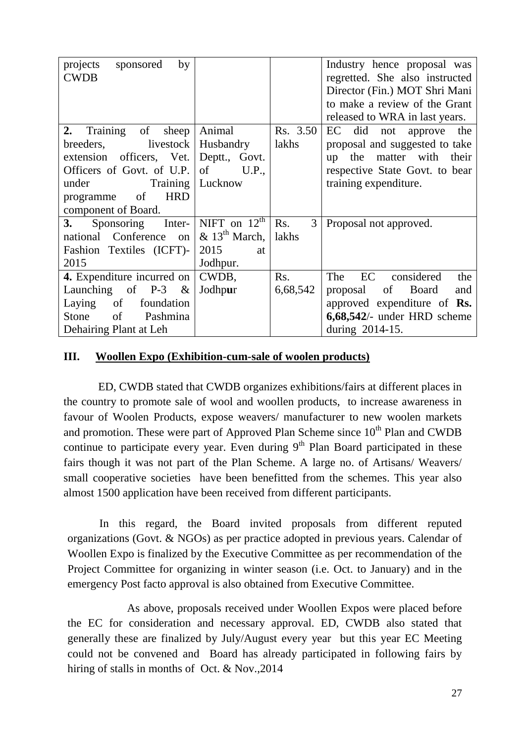| projects sponsored by CWDB | | | Industry hence proposal was regretted. She also instructed Director (Fin.) MOT Shri Mani to make a review of the Grant released to WRA in last years. |
|---|---|---|---|
| **2.** Training of sheep breeders, livestock extension officers, Vet. Officers of Govt. of U.P. under Training programme of HRD component of Board. | Animal Husbandry Deptt., Govt. of U.P., Lucknow | Rs. 3.50 lakhs | EC did not approve the proposal and suggested to take up the matter with their respective State Govt. to bear training expenditure. |
| **3.** Sponsoring International Conference on Fashion Textiles (ICFT)-2015 | NIFT on 12th & 13th March, 2015 at Jodhpur. | Rs. 3 lakhs | Proposal not approved. |
| **4.** Expenditure incurred on Launching of P-3 & Laying of foundation Stone of Pashmina Dehairing Plant at Leh | CWDB, Jodhpur | Rs. 6,68,542 | The EC considered the proposal of Board and approved expenditure of **Rs. 6,68,542**/- under HRD scheme during 2014-15. |

## III. Woollen Expo (Exhibition-cum-sale of woolen products)

ED, CWDB stated that CWDB organizes exhibitions/fairs at different places in the country to promote sale of wool and woollen products, to increase awareness in favour of Woolen Products, expose weavers/ manufacturer to new woolen markets and promotion. These were part of Approved Plan Scheme since 10th Plan and CWDB continue to participate every year. Even during 9th Plan Board participated in these fairs though it was not part of the Plan Scheme. A large no. of Artisans/ Weavers/ small cooperative societies have been benefitted from the schemes. This year also almost 1500 application have been received from different participants.

In this regard, the Board invited proposals from different reputed organizations (Govt. & NGOs) as per practice adopted in previous years. Calendar of Woollen Expo is finalized by the Executive Committee as per recommendation of the Project Committee for organizing in winter season (i.e. Oct. to January) and in the emergency Post facto approval is also obtained from Executive Committee.

As above, proposals received under Woollen Expos were placed before the EC for consideration and necessary approval. ED, CWDB also stated that generally these are finalized by July/August every year but this year EC Meeting could not be convened and Board has already participated in following fairs by hiring of stalls in months of Oct. & Nov.,2014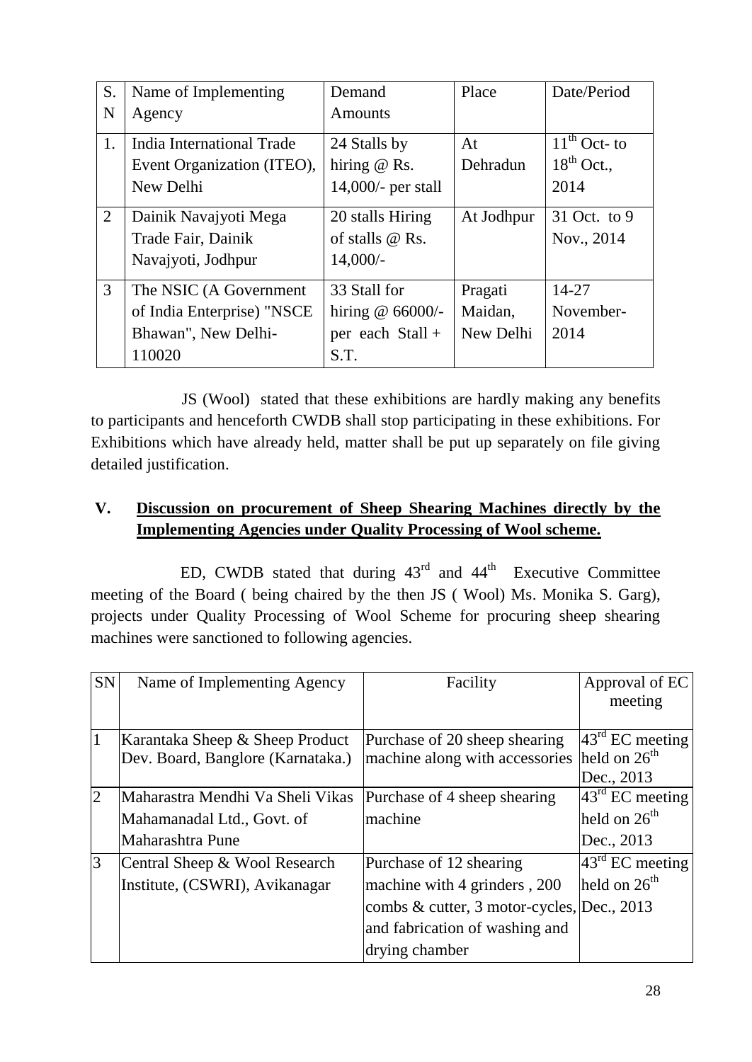| S. N | Name of Implementing Agency | Demand Amounts | Place | Date/Period |
|---|---|---|---|---|
| 1. | India International Trade Event Organization (ITEO), New Delhi | 24 Stalls by hiring @ Rs. 14,000/- per stall | At Dehradun | 11th Oct- to 18th Oct., 2014 |
| 2 | Dainik Navajyoti Mega Trade Fair, Dainik Navajyoti, Jodhpur | 20 stalls Hiring of stalls @ Rs. 14,000/- | At Jodhpur | 31 Oct. to 9 Nov., 2014 |
| 3 | The NSIC (A Government of India Enterprise) "NSCE Bhawan", New Delhi-110020 | 33 Stall for hiring @ 66000/- per each Stall + S.T. | Pragati Maidan, New Delhi | 14-27 November-2014 |

JS (Wool) stated that these exhibitions are hardly making any benefits to participants and henceforth CWDB shall stop participating in these exhibitions. For Exhibitions which have already held, matter shall be put up separately on file giving detailed justification.

## V. Discussion on procurement of Sheep Shearing Machines directly by the Implementing Agencies under Quality Processing of Wool scheme.

ED, CWDB stated that during 43rd and 44th Executive Committee meeting of the Board ( being chaired by the then JS ( Wool) Ms. Monika S. Garg), projects under Quality Processing of Wool Scheme for procuring sheep shearing machines were sanctioned to following agencies.

| SN | Name of Implementing Agency | Facility | Approval of EC meeting |
|---|---|---|---|
| 1 | Karantaka Sheep & Sheep Product Dev. Board, Banglore (Karnataka.) | Purchase of 20 sheep shearing machine along with accessories | 43rd EC meeting held on 26th Dec., 2013 |
| 2 | Maharastra Mendhi Va Sheli Vikas Mahamanadal Ltd., Govt. of Maharashtra Pune | Purchase of 4 sheep shearing machine | 43rd EC meeting held on 26th Dec., 2013 |
| 3 | Central Sheep & Wool Research Institute, (CSWRI), Avikanagar | Purchase of 12 shearing machine with 4 grinders , 200 combs & cutter, 3 motor-cycles, and fabrication of washing and drying chamber | 43rd EC meeting held on 26th Dec., 2013 |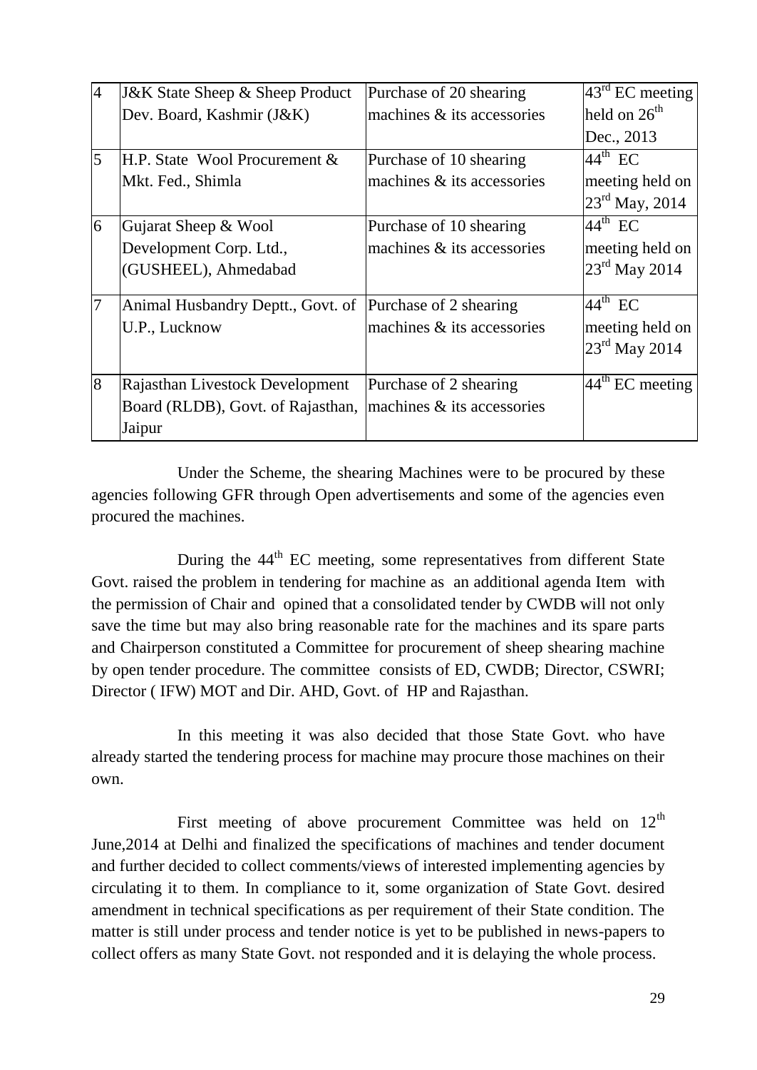| 4 | J&K State Sheep & Sheep Product Dev. Board, Kashmir (J&K) | Purchase of 20 shearing machines & its accessories | 43rd EC meeting held on 26th Dec., 2013 |
|---|---|---|---|
| 5 | H.P. State Wool Procurement & Mkt. Fed., Shimla | Purchase of 10 shearing machines & its accessories | 44th EC meeting held on 23rd May, 2014 |
| 6 | Gujarat Sheep & Wool Development Corp. Ltd., (GUSHEEL), Ahmedabad | Purchase of 10 shearing machines & its accessories | 44th EC meeting held on 23rd May 2014 |
| 7 | Animal Husbandry Deptt., Govt. of U.P., Lucknow | Purchase of 2 shearing machines & its accessories | 44th EC meeting held on 23rd May 2014 |
| 8 | Rajasthan Livestock Development Board (RLDB), Govt. of Rajasthan, Jaipur | Purchase of 2 shearing machines & its accessories | 44th EC meeting |

Under the Scheme, the shearing Machines were to be procured by these agencies following GFR through Open advertisements and some of the agencies even procured the machines.

During the 44th EC meeting, some representatives from different State Govt. raised the problem in tendering for machine as an additional agenda Item with the permission of Chair and opined that a consolidated tender by CWDB will not only save the time but may also bring reasonable rate for the machines and its spare parts and Chairperson constituted a Committee for procurement of sheep shearing machine by open tender procedure. The committee consists of ED, CWDB; Director, CSWRI; Director ( IFW) MOT and Dir. AHD, Govt. of HP and Rajasthan.

In this meeting it was also decided that those State Govt. who have already started the tendering process for machine may procure those machines on their own.

First meeting of above procurement Committee was held on 12th June,2014 at Delhi and finalized the specifications of machines and tender document and further decided to collect comments/views of interested implementing agencies by circulating it to them. In compliance to it, some organization of State Govt. desired amendment in technical specifications as per requirement of their State condition. The matter is still under process and tender notice is yet to be published in news-papers to collect offers as many State Govt. not responded and it is delaying the whole process.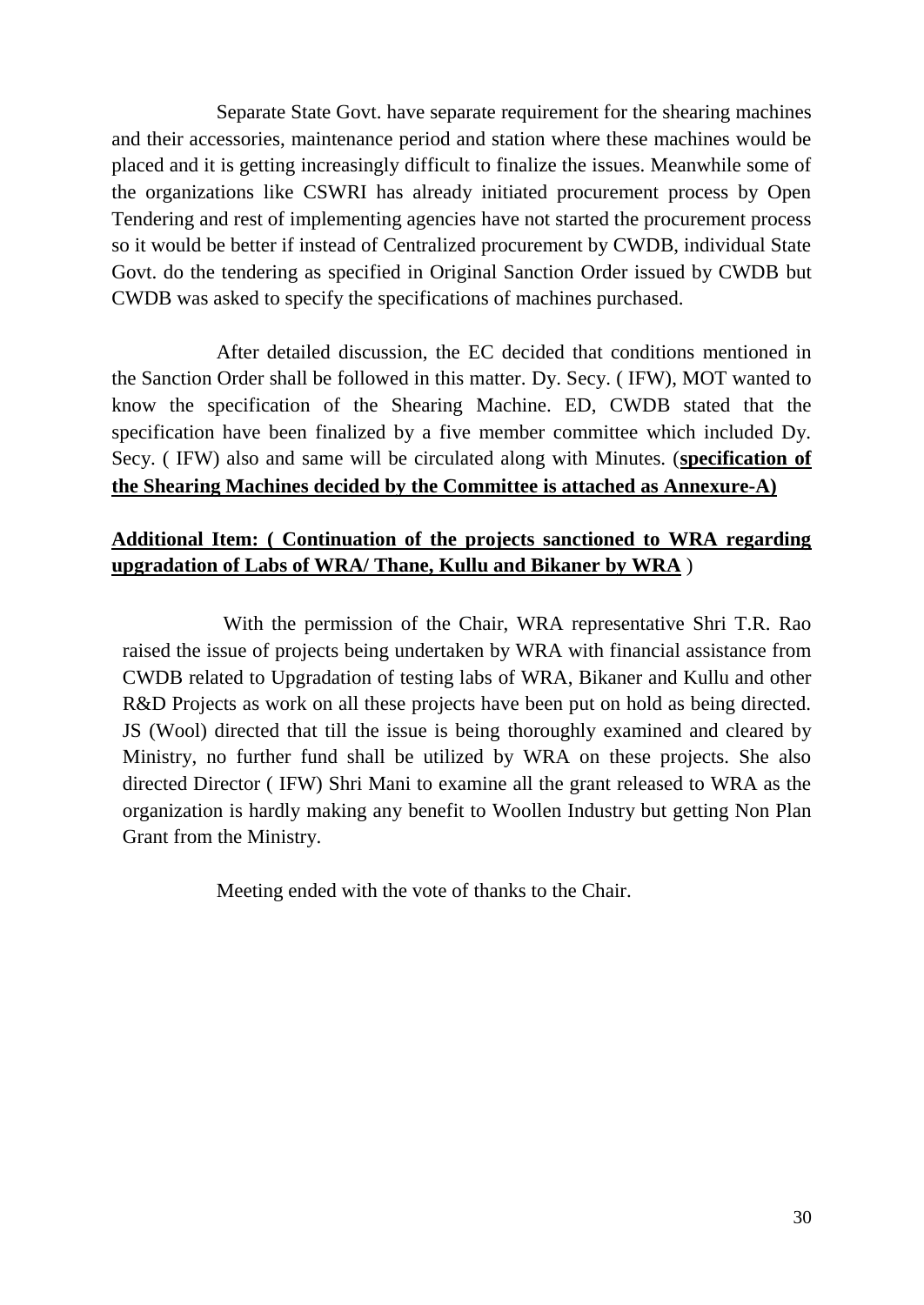Separate State Govt. have separate requirement for the shearing machines and their accessories, maintenance period and station where these machines would be placed and it is getting increasingly difficult to finalize the issues. Meanwhile some of the organizations like CSWRI has already initiated procurement process by Open Tendering and rest of implementing agencies have not started the procurement process so it would be better if instead of Centralized procurement by CWDB, individual State Govt. do the tendering as specified in Original Sanction Order issued by CWDB but CWDB was asked to specify the specifications of machines purchased.

After detailed discussion, the EC decided that conditions mentioned in the Sanction Order shall be followed in this matter. Dy. Secy. ( IFW), MOT wanted to know the specification of the Shearing Machine. ED, CWDB stated that the specification have been finalized by a five member committee which included Dy. Secy. ( IFW) also and same will be circulated along with Minutes. (**specification of the Shearing Machines decided by the Committee is attached as Annexure-A)**

**Additional Item: ( Continuation of the projects sanctioned to WRA regarding upgradation of Labs of WRA/ Thane, Kullu and Bikaner by WRA** )

With the permission of the Chair, WRA representative Shri T.R. Rao raised the issue of projects being undertaken by WRA with financial assistance from CWDB related to Upgradation of testing labs of WRA, Bikaner and Kullu and other R&D Projects as work on all these projects have been put on hold as being directed. JS (Wool) directed that till the issue is being thoroughly examined and cleared by Ministry, no further fund shall be utilized by WRA on these projects. She also directed Director ( IFW) Shri Mani to examine all the grant released to WRA as the organization is hardly making any benefit to Woollen Industry but getting Non Plan Grant from the Ministry.

Meeting ended with the vote of thanks to the Chair.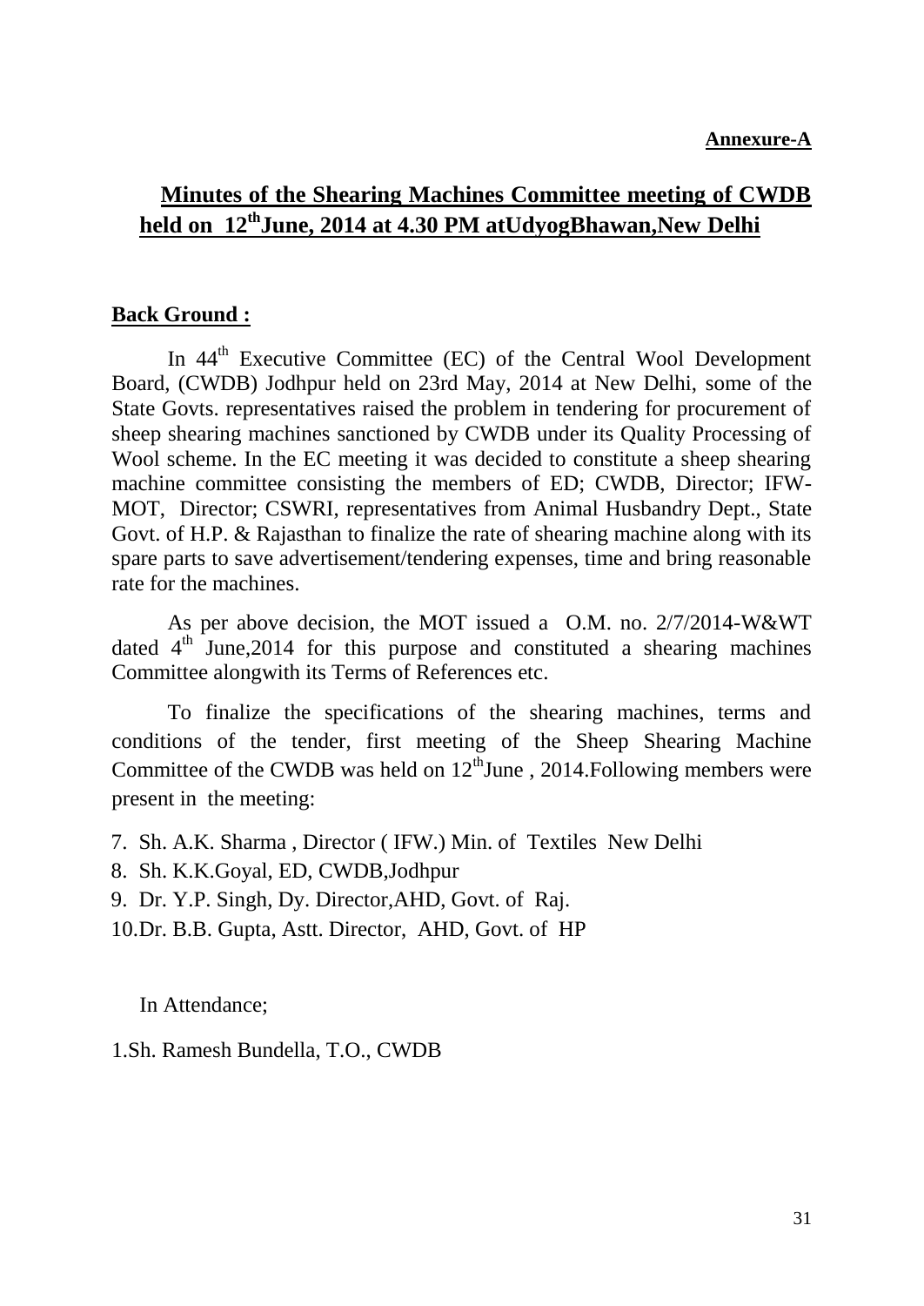**Annexure-A**

## Minutes of the Shearing Machines Committee meeting of CWDB held on 12th June, 2014 at 4.30 PM atUdyogBhawan,New Delhi

**Back Ground :**

In 44th Executive Committee (EC) of the Central Wool Development Board, (CWDB) Jodhpur held on 23rd May, 2014 at New Delhi, some of the State Govts. representatives raised the problem in tendering for procurement of sheep shearing machines sanctioned by CWDB under its Quality Processing of Wool scheme. In the EC meeting it was decided to constitute a sheep shearing machine committee consisting the members of ED; CWDB, Director; IFW-MOT, Director; CSWRI, representatives from Animal Husbandry Dept., State Govt. of H.P. & Rajasthan to finalize the rate of shearing machine along with its spare parts to save advertisement/tendering expenses, time and bring reasonable rate for the machines.

As per above decision, the MOT issued a O.M. no. 2/7/2014-W&WT dated 4th June,2014 for this purpose and constituted a shearing machines Committee alongwith its Terms of References etc.

To finalize the specifications of the shearing machines, terms and conditions of the tender, first meeting of the Sheep Shearing Machine Committee of the CWDB was held on 12thJune , 2014.Following members were present in the meeting:

7. Sh. A.K. Sharma , Director ( IFW.) Min. of Textiles New Delhi
8. Sh. K.K.Goyal, ED, CWDB,Jodhpur
9. Dr. Y.P. Singh, Dy. Director,AHD, Govt. of Raj.
10. Dr. B.B. Gupta, Astt. Director, AHD, Govt. of HP

In Attendance;

1. Sh. Ramesh Bundella, T.O., CWDB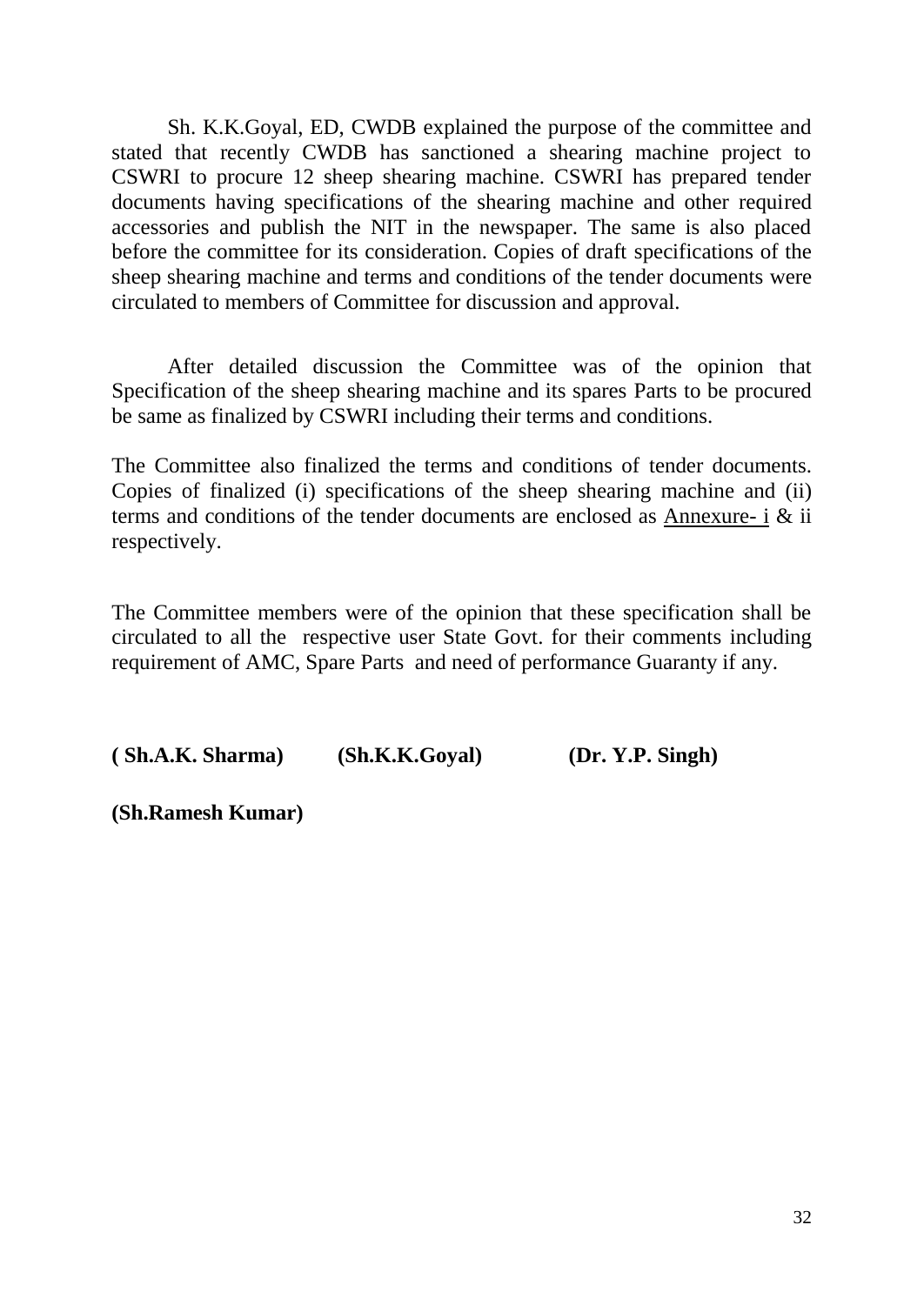Sh. K.K.Goyal, ED, CWDB explained the purpose of the committee and stated that recently CWDB has sanctioned a shearing machine project to CSWRI to procure 12 sheep shearing machine. CSWRI has prepared tender documents having specifications of the shearing machine and other required accessories and publish the NIT in the newspaper. The same is also placed before the committee for its consideration. Copies of draft specifications of the sheep shearing machine and terms and conditions of the tender documents were circulated to members of Committee for discussion and approval.

After detailed discussion the Committee was of the opinion that Specification of the sheep shearing machine and its spares Parts to be procured be same as finalized by CSWRI including their terms and conditions.

The Committee also finalized the terms and conditions of tender documents. Copies of finalized (i) specifications of the sheep shearing machine and (ii) terms and conditions of the tender documents are enclosed as Annexure- i & ii respectively.

The Committee members were of the opinion that these specification shall be circulated to all the respective user State Govt. for their comments including requirement of AMC, Spare Parts and need of performance Guaranty if any.

**( Sh.A.K. Sharma)** **(Sh.K.K.Goyal)** **(Dr. Y.P. Singh)**

**(Sh.Ramesh Kumar)**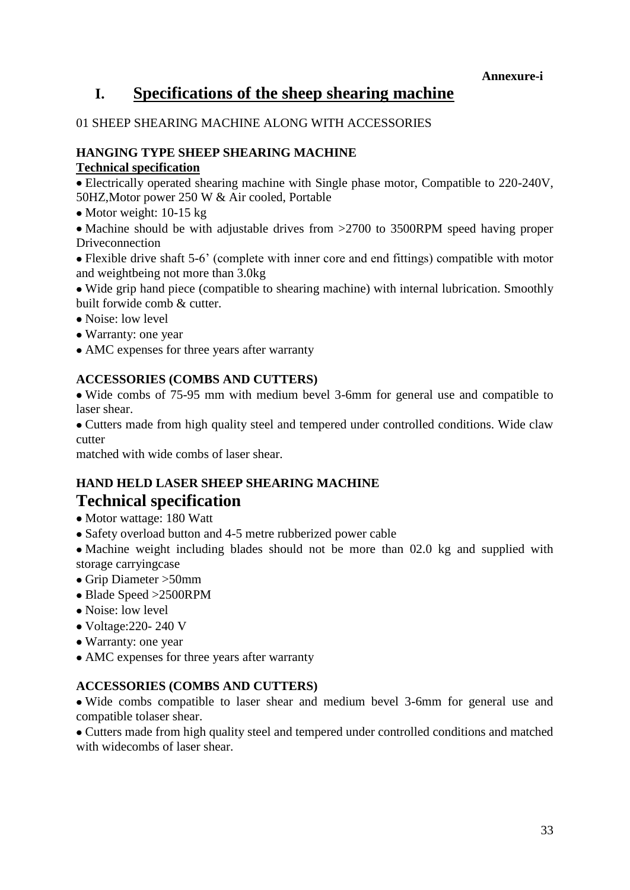**Annexure-i**

# I. Specifications of the sheep shearing machine

01 SHEEP SHEARING MACHINE ALONG WITH ACCESSORIES

**HANGING TYPE SHEEP SHEARING MACHINE**

**Technical specification**

- Electrically operated shearing machine with Single phase motor, Compatible to 220-240V, 50HZ,Motor power 250 W & Air cooled, Portable
- Motor weight: 10-15 kg
- Machine should be with adjustable drives from >2700 to 3500RPM speed having proper Driveconnection
- Flexible drive shaft 5-6' (complete with inner core and end fittings) compatible with motor and weightbeing not more than 3.0kg
- Wide grip hand piece (compatible to shearing machine) with internal lubrication. Smoothly built forwide comb & cutter.
- Noise: low level
- Warranty: one year
- AMC expenses for three years after warranty

**ACCESSORIES (COMBS AND CUTTERS)**

- Wide combs of 75-95 mm with medium bevel 3-6mm for general use and compatible to laser shear.
- Cutters made from high quality steel and tempered under controlled conditions. Wide claw cutter
matched with wide combs of laser shear.

**HAND HELD LASER SHEEP SHEARING MACHINE**

## Technical specification

- Motor wattage: 180 Watt
- Safety overload button and 4-5 metre rubberized power cable
- Machine weight including blades should not be more than 02.0 kg and supplied with storage carryingcase
- Grip Diameter >50mm
- Blade Speed >2500RPM
- Noise: low level
- Voltage:220- 240 V
- Warranty: one year
- AMC expenses for three years after warranty

**ACCESSORIES (COMBS AND CUTTERS)**

- Wide combs compatible to laser shear and medium bevel 3-6mm for general use and compatible tolaser shear.
- Cutters made from high quality steel and tempered under controlled conditions and matched with widecombs of laser shear.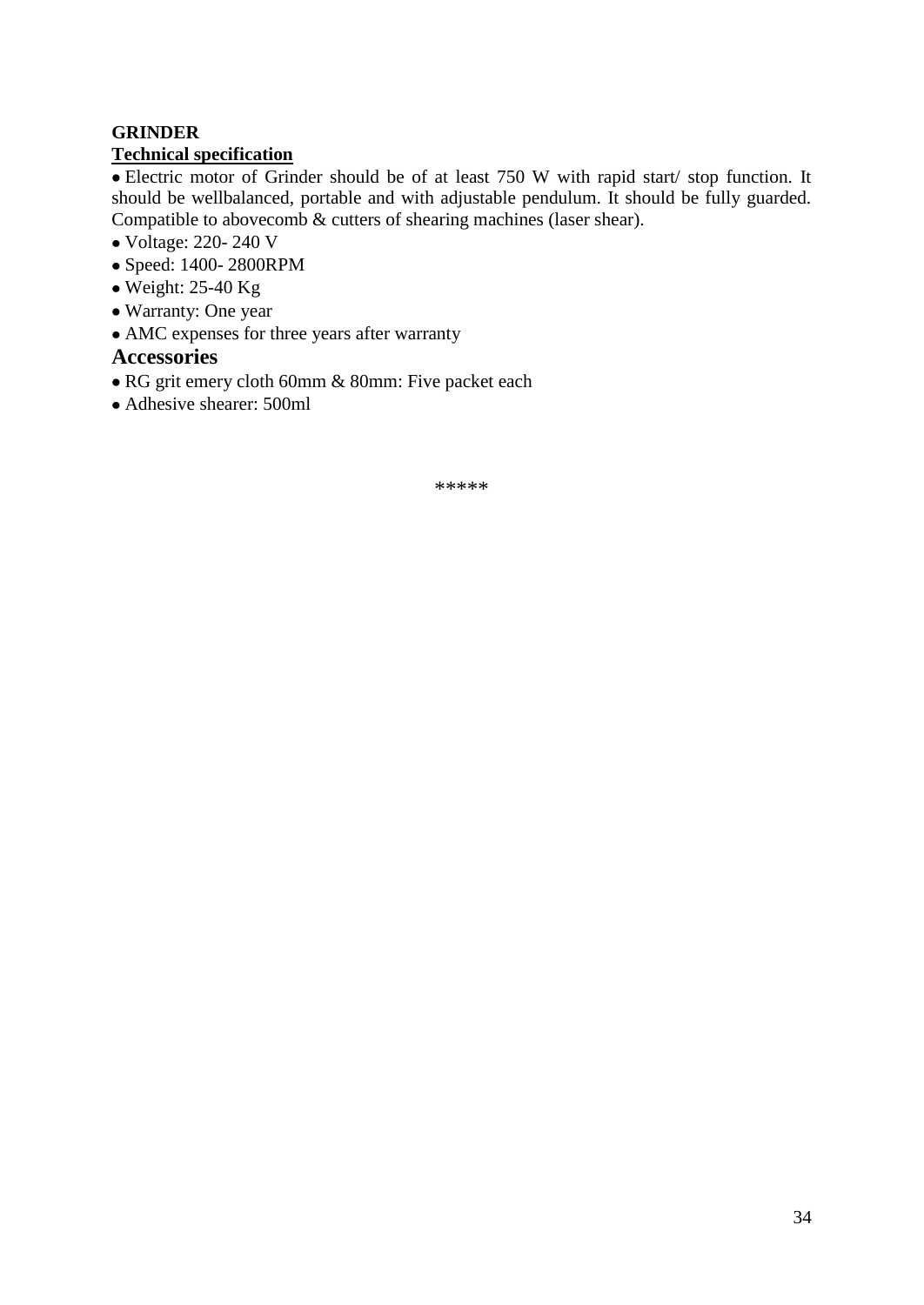**GRINDER**

**Technical specification**

- Electric motor of Grinder should be of at least 750 W with rapid start/ stop function. It should be wellbalanced, portable and with adjustable pendulum. It should be fully guarded. Compatible to abovecomb & cutters of shearing machines (laser shear).
- Voltage: 220- 240 V
- Speed: 1400- 2800RPM
- Weight: 25-40 Kg
- Warranty: One year
- AMC expenses for three years after warranty

## Accessories

- RG grit emery cloth 60mm & 80mm: Five packet each
- Adhesive shearer: 500ml

*****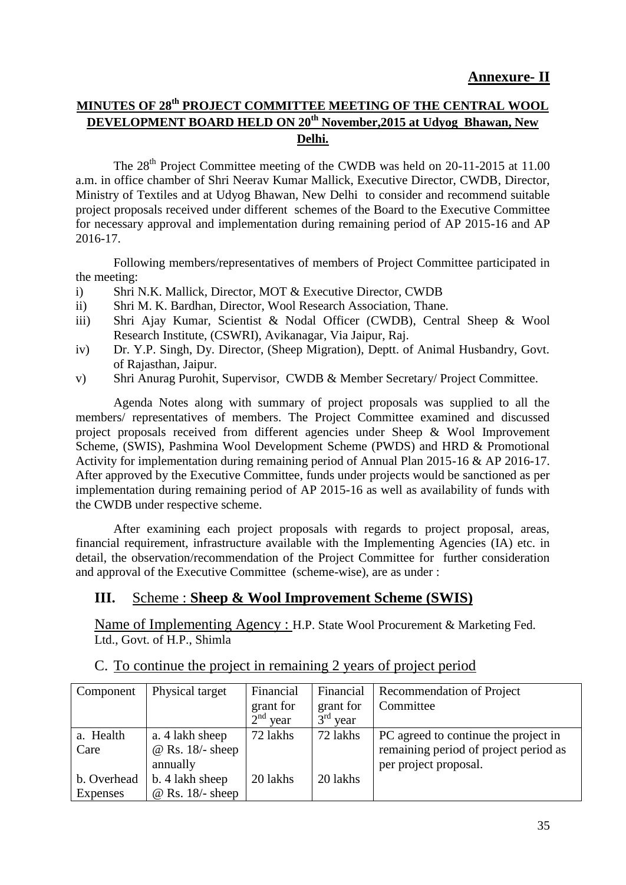**Annexure- II**

## MINUTES OF 28th PROJECT COMMITTEE MEETING OF THE CENTRAL WOOL DEVELOPMENT BOARD HELD ON 20th November,2015 at Udyog Bhawan, New Delhi.

The 28th Project Committee meeting of the CWDB was held on 20-11-2015 at 11.00 a.m. in office chamber of Shri Neerav Kumar Mallick, Executive Director, CWDB, Director, Ministry of Textiles and at Udyog Bhawan, New Delhi to consider and recommend suitable project proposals received under different schemes of the Board to the Executive Committee for necessary approval and implementation during remaining period of AP 2015-16 and AP 2016-17.

Following members/representatives of members of Project Committee participated in the meeting:

i) Shri N.K. Mallick, Director, MOT & Executive Director, CWDB
ii) Shri M. K. Bardhan, Director, Wool Research Association, Thane.
iii) Shri Ajay Kumar, Scientist & Nodal Officer (CWDB), Central Sheep & Wool Research Institute, (CSWRI), Avikanagar, Via Jaipur, Raj.
iv) Dr. Y.P. Singh, Dy. Director, (Sheep Migration), Deptt. of Animal Husbandry, Govt. of Rajasthan, Jaipur.
v) Shri Anurag Purohit, Supervisor, CWDB & Member Secretary/ Project Committee.

Agenda Notes along with summary of project proposals was supplied to all the members/ representatives of members. The Project Committee examined and discussed project proposals received from different agencies under Sheep & Wool Improvement Scheme, (SWIS), Pashmina Wool Development Scheme (PWDS) and HRD & Promotional Activity for implementation during remaining period of Annual Plan 2015-16 & AP 2016-17. After approved by the Executive Committee, funds under projects would be sanctioned as per implementation during remaining period of AP 2015-16 as well as availability of funds with the CWDB under respective scheme.

After examining each project proposals with regards to project proposal, areas, financial requirement, infrastructure available with the Implementing Agencies (IA) etc. in detail, the observation/recommendation of the Project Committee for further consideration and approval of the Executive Committee (scheme-wise), are as under :

### III. Scheme : **Sheep & Wool Improvement Scheme (SWIS)**

Name of Implementing Agency : H.P. State Wool Procurement & Marketing Fed. Ltd., Govt. of H.P., Shimla

C. To continue the project in remaining 2 years of project period

| Component | Physical target | Financial grant for 2nd year | Financial grant for 3rd year | Recommendation of Project Committee |
|---|---|---|---|---|
| a. Health Care | a. 4 lakh sheep @ Rs. 18/- sheep annually | 72 lakhs | 72 lakhs | PC agreed to continue the project in remaining period of project period as per project proposal. |
| b. Overhead Expenses | b. 4 lakh sheep @ Rs. 18/- sheep | 20 lakhs | 20 lakhs | |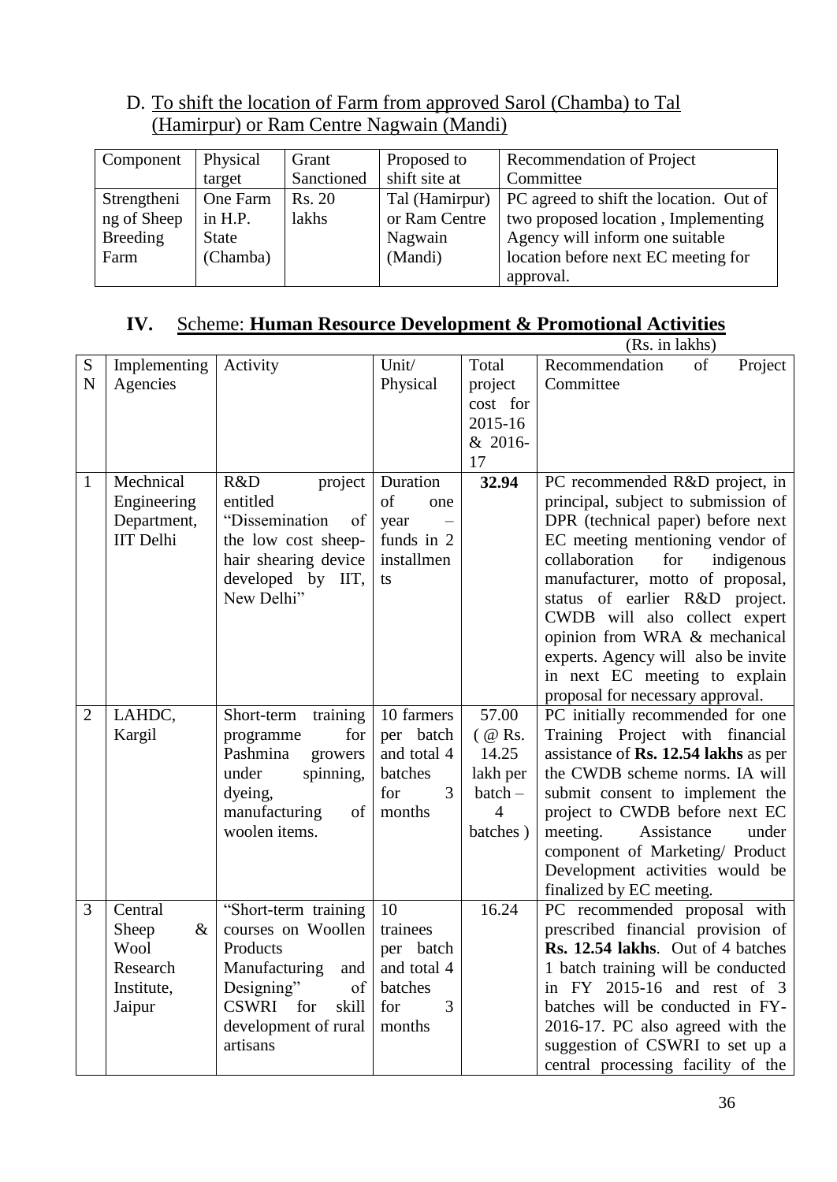D. <u>To shift the location of Farm from approved Sarol (Chamba) to Tal (Hamirpur) or Ram Centre Nagwain (Mandi)</u>

| Component | Physical target | Grant Sanctioned | Proposed to shift site at | Recommendation of Project Committee |
|---|---|---|---|---|
| Strengthening of Sheep Breeding Farm | One Farm in H.P. State (Chamba) | Rs. 20 lakhs | Tal (Hamirpur) or Ram Centre Nagwain (Mandi) | PC agreed to shift the location. Out of two proposed location , Implementing Agency will inform one suitable location before next EC meeting for approval. |

## IV. Scheme: **Human Resource Development & Promotional Activities**

(Rs. in lakhs)

| SN | Implementing Agencies | Activity | Unit/ Physical | Total project cost for 2015-16 & 2016-17 | Recommendation of Project Committee |
|---|---|---|---|---|---|
| 1 | Mechnical Engineering Department, IIT Delhi | R&D project entitled "Dissemination of the low cost sheep-hair shearing device developed by IIT, New Delhi" | Duration of one year – funds in 2 installments | **32.94** | PC recommended R&D project, in principal, subject to submission of DPR (technical paper) before next EC meeting mentioning vendor of collaboration for indigenous manufacturer, motto of proposal, status of earlier R&D project. CWDB will also collect expert opinion from WRA & mechanical experts. Agency will also be invite in next EC meeting to explain proposal for necessary approval. |
| 2 | LAHDC, Kargil | Short-term training programme for Pashmina growers under spinning, dyeing, manufacturing of woolen items. | 10 farmers per batch and total 4 batches for 3 months | 57.00 ( @ Rs. 14.25 lakh per batch – 4 batches ) | PC initially recommended for one Training Project with financial assistance of **Rs. 12.54 lakhs** as per the CWDB scheme norms. IA will submit consent to implement the project to CWDB before next EC meeting. Assistance under component of Marketing/ Product Development activities would be finalized by EC meeting. |
| 3 | Central Sheep & Wool Research Institute, Jaipur | "Short-term training courses on Woollen Products Manufacturing and Designing" of CSWRI for skill development of rural artisans | 10 trainees per batch and total 4 batches for 3 months | 16.24 | PC recommended proposal with prescribed financial provision of **Rs. 12.54 lakhs**. Out of 4 batches 1 batch training will be conducted in FY 2015-16 and rest of 3 batches will be conducted in FY-2016-17. PC also agreed with the suggestion of CSWRI to set up a central processing facility of the |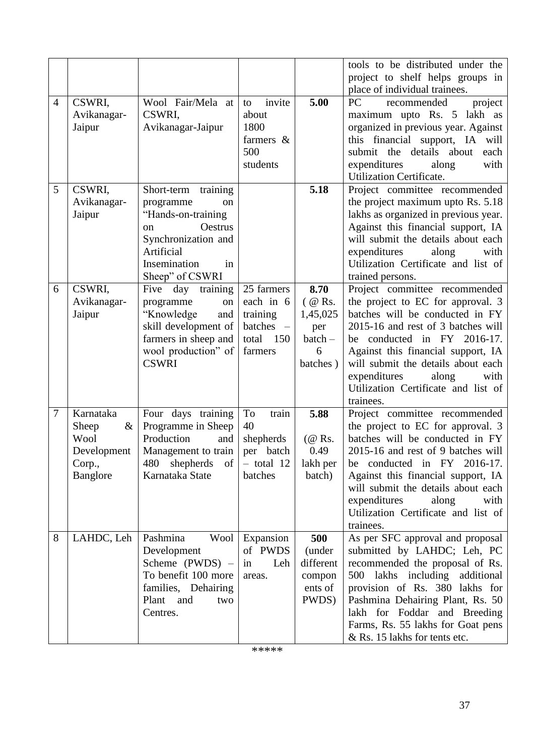| | | | | | |
|---|---|---|---|---|---|
| | | | | | tools to be distributed under the project to shelf helps groups in place of individual trainees. |
| 4 | CSWRI, Avikanagar-Jaipur | Wool Fair/Mela at CSWRI, Avikanagar-Jaipur | to invite about 1800 farmers & 500 students | **5.00** | PC recommended project maximum upto Rs. 5 lakh as organized in previous year. Against this financial support, IA will submit the details about each expenditures along with Utilization Certificate. |
| 5 | CSWRI, Avikanagar-Jaipur | Short-term training programme on "Hands-on-training on Oestrus Synchronization and Artificial Insemination in Sheep" of CSWRI | | **5.18** | Project committee recommended the project maximum upto Rs. 5.18 lakhs as organized in previous year. Against this financial support, IA will submit the details about each expenditures along with Utilization Certificate and list of trained persons. |
| 6 | CSWRI, Avikanagar-Jaipur | Five day training programme on "Knowledge and skill development of farmers in sheep and wool production" of CSWRI | 25 farmers each in 6 training batches – total 150 farmers | **8.70** ( @ Rs. 1,45,025 per batch – 6 batches ) | Project committee recommended the project to EC for approval. 3 batches will be conducted in FY 2015-16 and rest of 3 batches will be conducted in FY 2016-17. Against this financial support, IA will submit the details about each expenditures along with Utilization Certificate and list of trainees. |
| 7 | Karnataka Sheep & Wool Development Corp., Banglore | Four days training Programme in Sheep Production and Management to train 480 shepherds of Karnataka State | To train 40 shepherds per batch – total 12 batches | **5.88** (@ Rs. 0.49 lakh per batch) | Project committee recommended the project to EC for approval. 3 batches will be conducted in FY 2015-16 and rest of 9 batches will be conducted in FY 2016-17. Against this financial support, IA will submit the details about each expenditures along with Utilization Certificate and list of trainees. |
| 8 | LAHDC, Leh | Pashmina Wool Development Scheme (PWDS) – To benefit 100 more families, Dehairing Plant and two Centres. | Expansion of PWDS in Leh areas. | **500** (under different components of PWDS) | As per SFC approval and proposal submitted by LAHDC; Leh, PC recommended the proposal of Rs. 500 lakhs including additional provision of Rs. 380 lakhs for Pashmina Dehairing Plant, Rs. 50 lakh for Foddar and Breeding Farms, Rs. 55 lakhs for Goat pens & Rs. 15 lakhs for tents etc. |

*****